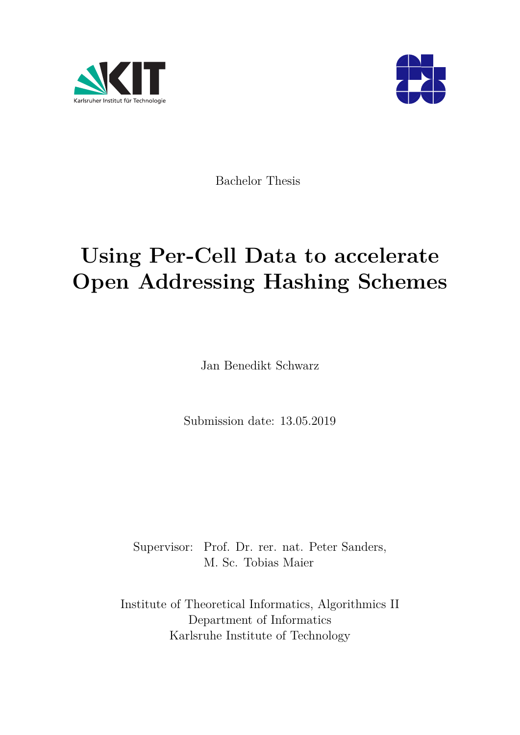Karlsruher Institut für Technologie

Bachelor Thesis

# Using Per-Cell Data to accelerate Open Addressing Hashing Schemes

Jan Benedikt Schwarz

Submission date: 13.05.2019

Supervisor: Prof. Dr. rer. nat. Peter Sanders,
M. Sc. Tobias Maier

Institute of Theoretical Informatics, Algorithmics II
Department of Informatics
Karlsruhe Institute of Technology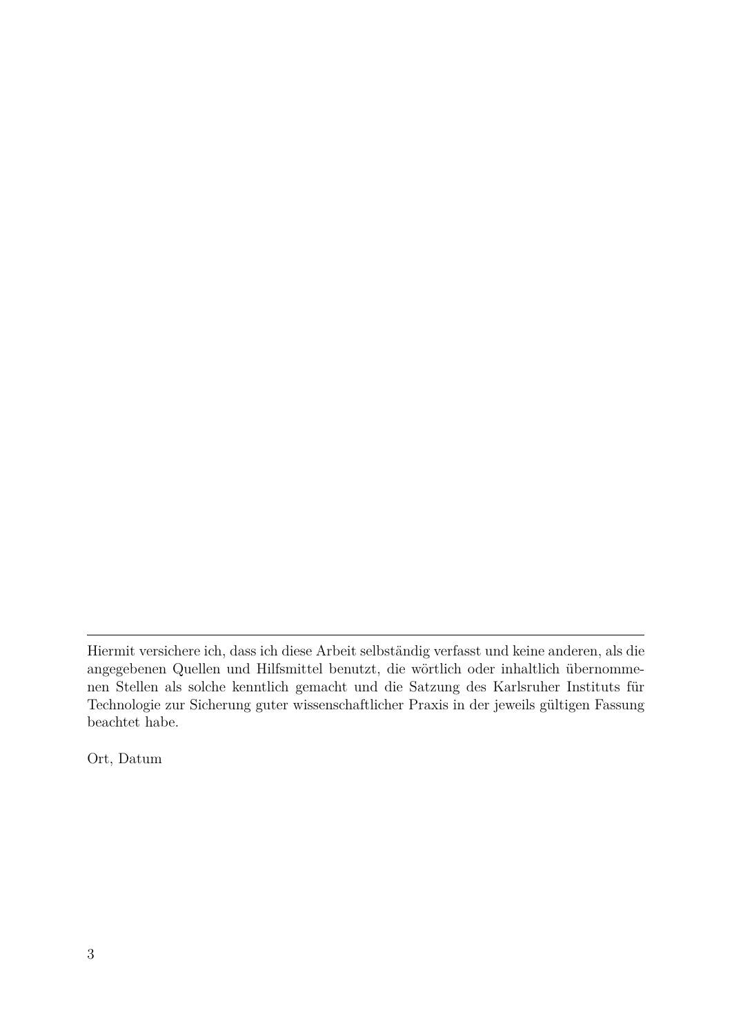---

Hiermit versichere ich, dass ich diese Arbeit selbständig verfasst und keine anderen, als die angegebenen Quellen und Hilfsmittel benutzt, die wörtlich oder inhaltlich übernommenen Stellen als solche kenntlich gemacht und die Satzung des Karlsruher Instituts für Technologie zur Sicherung guter wissenschaftlicher Praxis in der jeweils gültigen Fassung beachtet habe.

Ort, Datum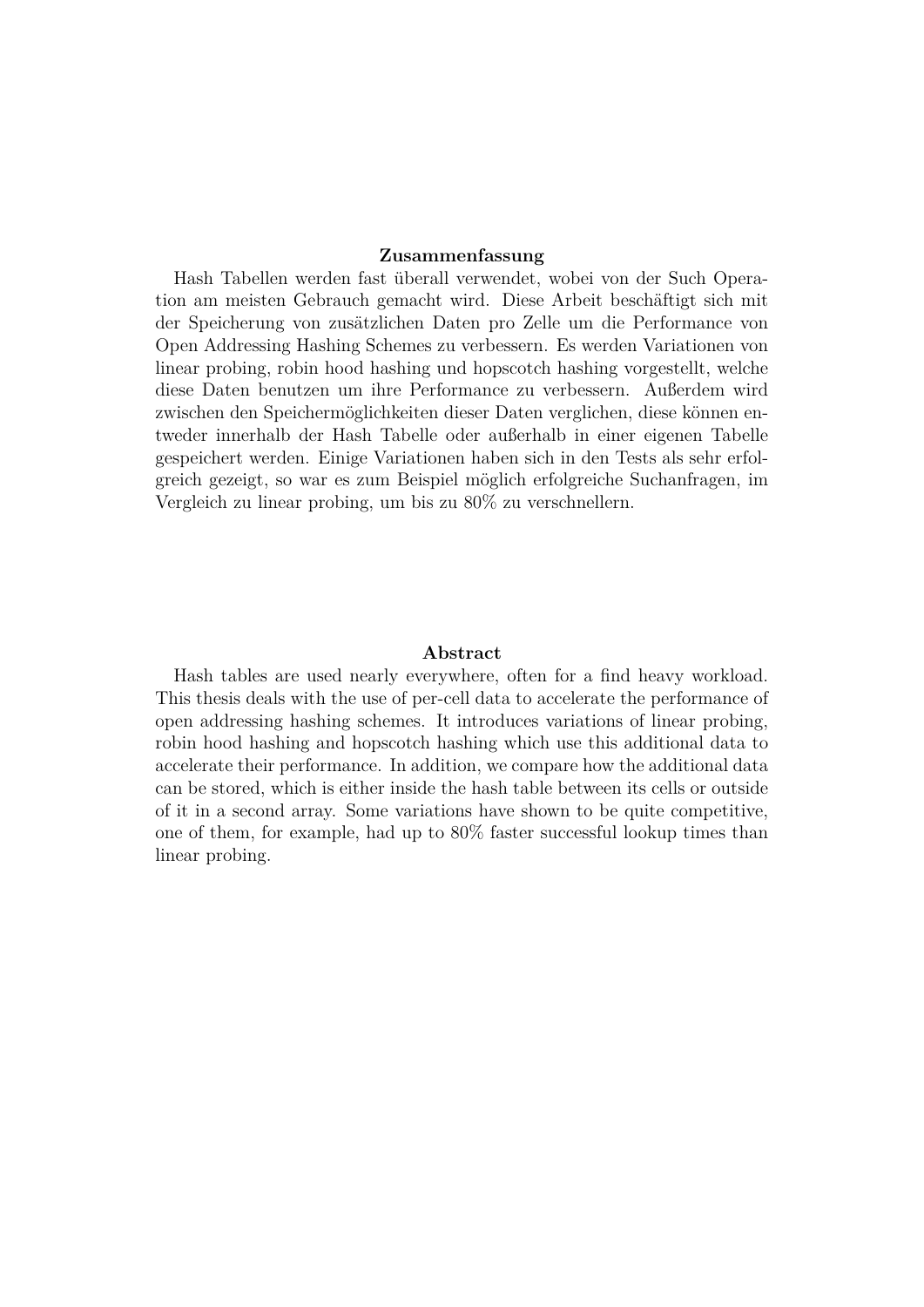**Zusammenfassung**

Hash Tabellen werden fast überall verwendet, wobei von der Such Operation am meisten Gebrauch gemacht wird. Diese Arbeit beschäftigt sich mit der Speicherung von zusätzlichen Daten pro Zelle um die Performance von Open Addressing Hashing Schemes zu verbessern. Es werden Variationen von linear probing, robin hood hashing und hopscotch hashing vorgestellt, welche diese Daten benutzen um ihre Performance zu verbessern. Außerdem wird zwischen den Speichermöglichkeiten dieser Daten verglichen, diese können entweder innerhalb der Hash Tabelle oder außerhalb in einer eigenen Tabelle gespeichert werden. Einige Variationen haben sich in den Tests als sehr erfolgreich gezeigt, so war es zum Beispiel möglich erfolgreiche Suchanfragen, im Vergleich zu linear probing, um bis zu 80% zu verschnellern.

**Abstract**

Hash tables are used nearly everywhere, often for a find heavy workload. This thesis deals with the use of per-cell data to accelerate the performance of open addressing hashing schemes. It introduces variations of linear probing, robin hood hashing and hopscotch hashing which use this additional data to accelerate their performance. In addition, we compare how the additional data can be stored, which is either inside the hash table between its cells or outside of it in a second array. Some variations have shown to be quite competitive, one of them, for example, had up to 80% faster successful lookup times than linear probing.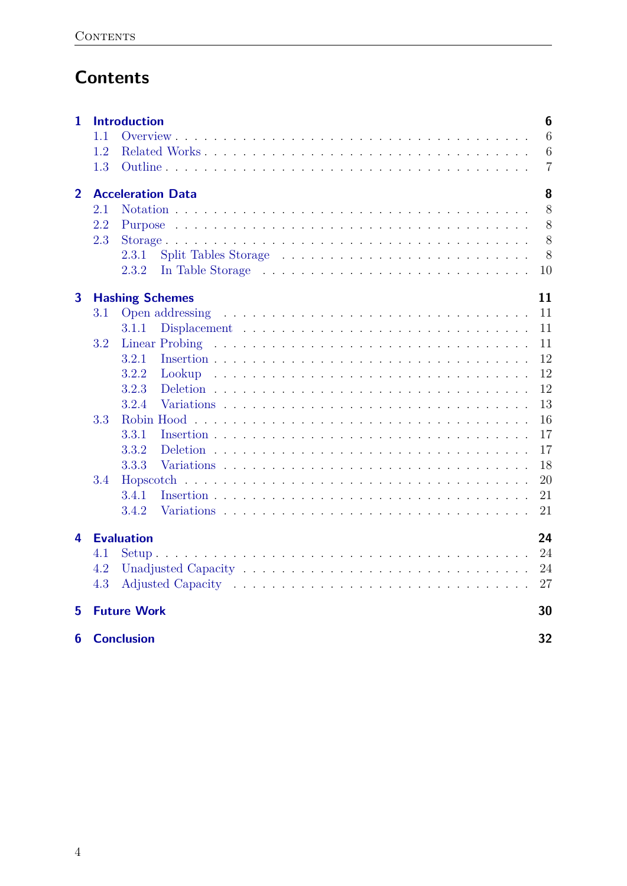# Contents

**1 Introduction** **6**
- 1.1 Overview . . . . . 6
- 1.2 Related Works . . . . . 6
- 1.3 Outline . . . . . 7

**2 Acceleration Data** **8**
- 2.1 Notation . . . . . 8
- 2.2 Purpose . . . . . 8
- 2.3 Storage . . . . . 8
  - 2.3.1 Split Tables Storage . . . . . 8
  - 2.3.2 In Table Storage . . . . . 10

**3 Hashing Schemes** **11**
- 3.1 Open addressing . . . . . 11
  - 3.1.1 Displacement . . . . . 11
- 3.2 Linear Probing . . . . . 11
  - 3.2.1 Insertion . . . . . 12
  - 3.2.2 Lookup . . . . . 12
  - 3.2.3 Deletion . . . . . 12
  - 3.2.4 Variations . . . . . 13
- 3.3 Robin Hood . . . . . 16
  - 3.3.1 Insertion . . . . . 17
  - 3.3.2 Deletion . . . . . 17
  - 3.3.3 Variations . . . . . 18
- 3.4 Hopscotch . . . . . 20
  - 3.4.1 Insertion . . . . . 21
  - 3.4.2 Variations . . . . . 21

**4 Evaluation** **24**
- 4.1 Setup . . . . . 24
- 4.2 Unadjusted Capacity . . . . . 24
- 4.3 Adjusted Capacity . . . . . 27

**5 Future Work** **30**

**6 Conclusion** **32**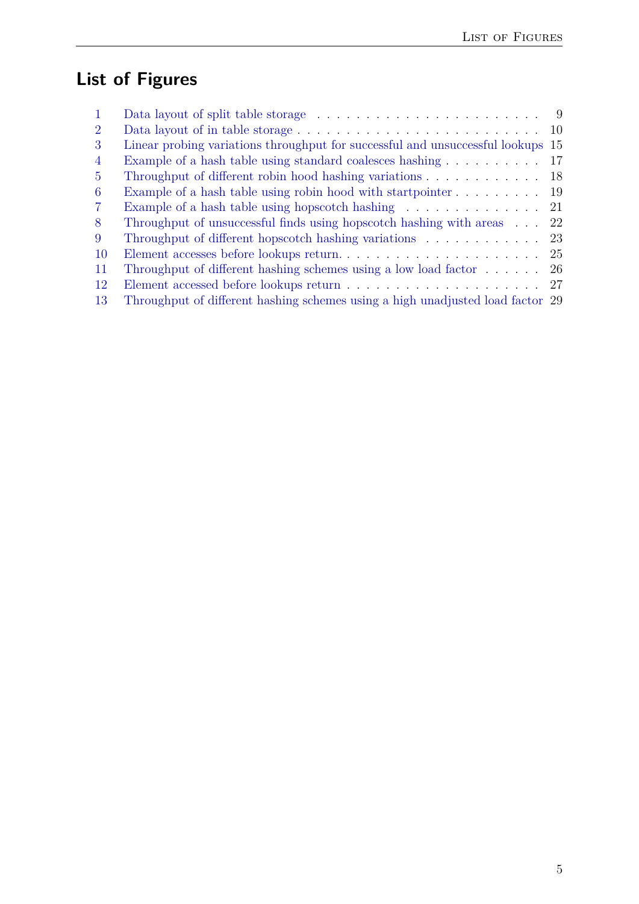# List of Figures

| | | |
|---|---|---|
| 1 | Data layout of split table storage | 9 |
| 2 | Data layout of in table storage | 10 |
| 3 | Linear probing variations throughput for successful and unsuccessful lookups | 15 |
| 4 | Example of a hash table using standard coalesces hashing | 17 |
| 5 | Throughput of different robin hood hashing variations | 18 |
| 6 | Example of a hash table using robin hood with startpointer | 19 |
| 7 | Example of a hash table using hopscotch hashing | 21 |
| 8 | Throughput of unsuccessful finds using hopscotch hashing with areas | 22 |
| 9 | Throughput of different hopscotch hashing variations | 23 |
| 10 | Element accesses before lookups return. | 25 |
| 11 | Throughput of different hashing schemes using a low load factor | 26 |
| 12 | Element accessed before lookups return | 27 |
| 13 | Throughput of different hashing schemes using a high unadjusted load factor | 29 |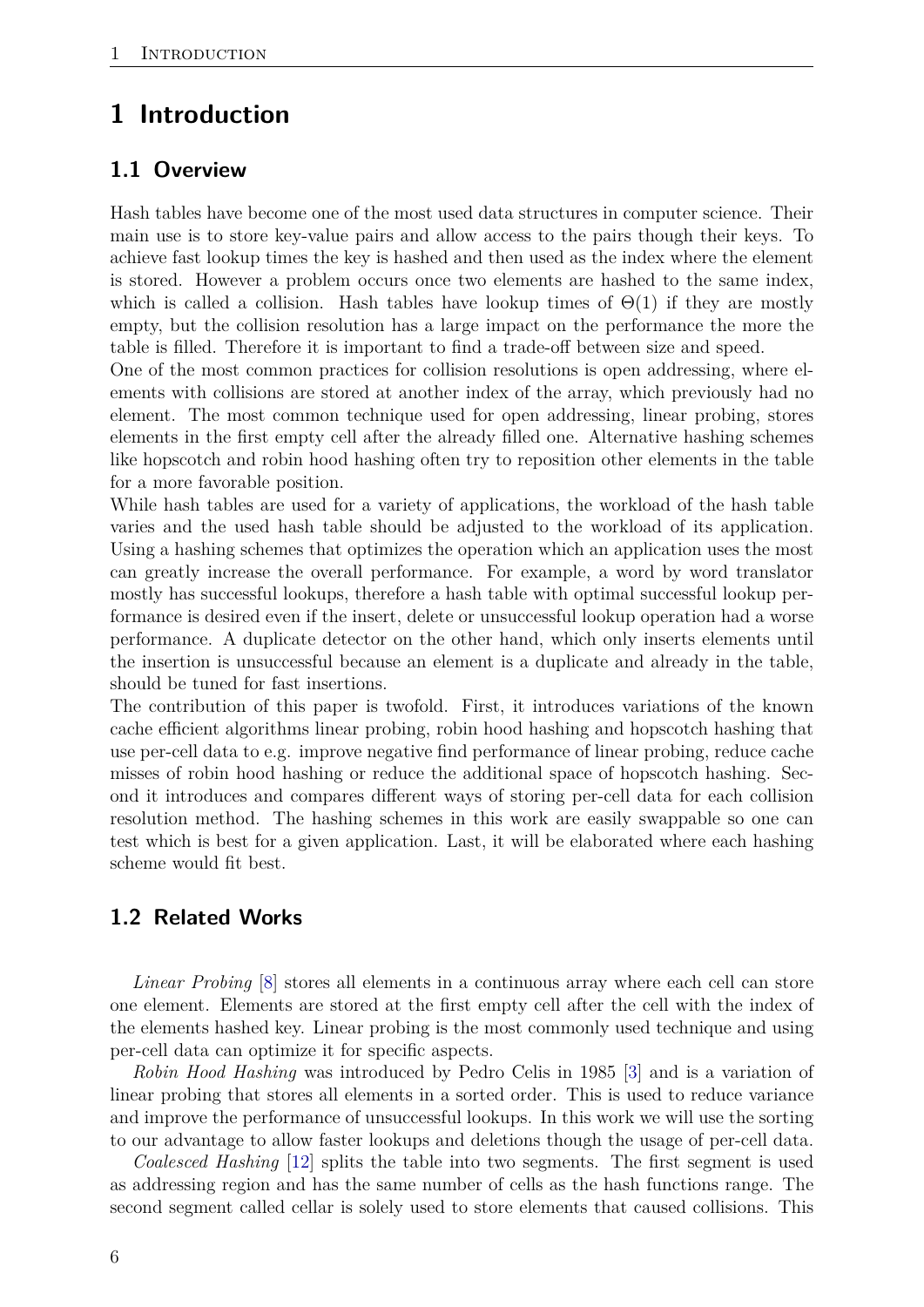# 1 Introduction

## 1.1 Overview

Hash tables have become one of the most used data structures in computer science. Their main use is to store key-value pairs and allow access to the pairs though their keys. To achieve fast lookup times the key is hashed and then used as the index where the element is stored. However a problem occurs once two elements are hashed to the same index, which is called a collision. Hash tables have lookup times of $\Theta(1)$ if they are mostly empty, but the collision resolution has a large impact on the performance the more the table is filled. Therefore it is important to find a trade-off between size and speed.
One of the most common practices for collision resolutions is open addressing, where elements with collisions are stored at another index of the array, which previously had no element. The most common technique used for open addressing, linear probing, stores elements in the first empty cell after the already filled one. Alternative hashing schemes like hopscotch and robin hood hashing often try to reposition other elements in the table for a more favorable position.
While hash tables are used for a variety of applications, the workload of the hash table varies and the used hash table should be adjusted to the workload of its application. Using a hashing schemes that optimizes the operation which an application uses the most can greatly increase the overall performance. For example, a word by word translator mostly has successful lookups, therefore a hash table with optimal successful lookup performance is desired even if the insert, delete or unsuccessful lookup operation had a worse performance. A duplicate detector on the other hand, which only inserts elements until the insertion is unsuccessful because an element is a duplicate and already in the table, should be tuned for fast insertions.
The contribution of this paper is twofold. First, it introduces variations of the known cache efficient algorithms linear probing, robin hood hashing and hopscotch hashing that use per-cell data to e.g. improve negative find performance of linear probing, reduce cache misses of robin hood hashing or reduce the additional space of hopscotch hashing. Second it introduces and compares different ways of storing per-cell data for each collision resolution method. The hashing schemes in this work are easily swappable so one can test which is best for a given application. Last, it will be elaborated where each hashing scheme would fit best.

## 1.2 Related Works

*Linear Probing* [8] stores all elements in a continuous array where each cell can store one element. Elements are stored at the first empty cell after the cell with the index of the elements hashed key. Linear probing is the most commonly used technique and using per-cell data can optimize it for specific aspects.

*Robin Hood Hashing* was introduced by Pedro Celis in 1985 [3] and is a variation of linear probing that stores all elements in a sorted order. This is used to reduce variance and improve the performance of unsuccessful lookups. In this work we will use the sorting to our advantage to allow faster lookups and deletions though the usage of per-cell data.

*Coalesced Hashing* [12] splits the table into two segments. The first segment is used as addressing region and has the same number of cells as the hash functions range. The second segment called cellar is solely used to store elements that caused collisions. This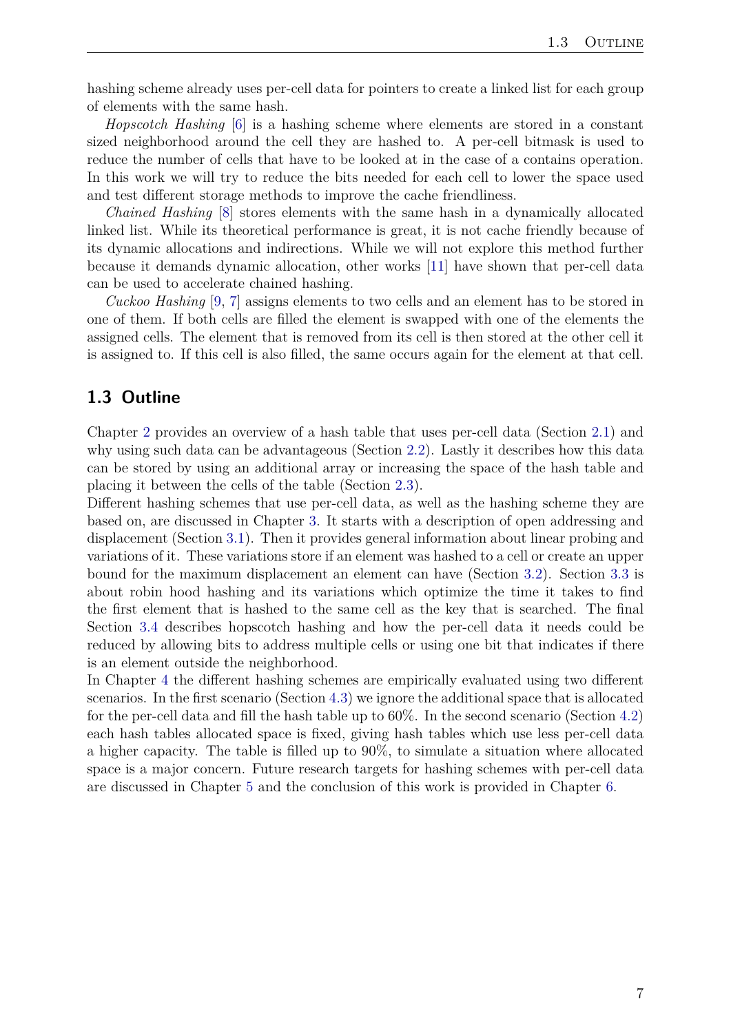hashing scheme already uses per-cell data for pointers to create a linked list for each group of elements with the same hash.

*Hopscotch Hashing* [6] is a hashing scheme where elements are stored in a constant sized neighborhood around the cell they are hashed to. A per-cell bitmask is used to reduce the number of cells that have to be looked at in the case of a contains operation. In this work we will try to reduce the bits needed for each cell to lower the space used and test different storage methods to improve the cache friendliness.

*Chained Hashing* [8] stores elements with the same hash in a dynamically allocated linked list. While its theoretical performance is great, it is not cache friendly because of its dynamic allocations and indirections. While we will not explore this method further because it demands dynamic allocation, other works [11] have shown that per-cell data can be used to accelerate chained hashing.

*Cuckoo Hashing* [9, 7] assigns elements to two cells and an element has to be stored in one of them. If both cells are filled the element is swapped with one of the elements the assigned cells. The element that is removed from its cell is then stored at the other cell it is assigned to. If this cell is also filled, the same occurs again for the element at that cell.

## 1.3 Outline

Chapter 2 provides an overview of a hash table that uses per-cell data (Section 2.1) and why using such data can be advantageous (Section 2.2). Lastly it describes how this data can be stored by using an additional array or increasing the space of the hash table and placing it between the cells of the table (Section 2.3).
Different hashing schemes that use per-cell data, as well as the hashing scheme they are based on, are discussed in Chapter 3. It starts with a description of open addressing and displacement (Section 3.1). Then it provides general information about linear probing and variations of it. These variations store if an element was hashed to a cell or create an upper bound for the maximum displacement an element can have (Section 3.2). Section 3.3 is about robin hood hashing and its variations which optimize the time it takes to find the first element that is hashed to the same cell as the key that is searched. The final Section 3.4 describes hopscotch hashing and how the per-cell data it needs could be reduced by allowing bits to address multiple cells or using one bit that indicates if there is an element outside the neighborhood.
In Chapter 4 the different hashing schemes are empirically evaluated using two different scenarios. In the first scenario (Section 4.3) we ignore the additional space that is allocated for the per-cell data and fill the hash table up to 60%. In the second scenario (Section 4.2) each hash tables allocated space is fixed, giving hash tables which use less per-cell data a higher capacity. The table is filled up to 90%, to simulate a situation where allocated space is a major concern. Future research targets for hashing schemes with per-cell data are discussed in Chapter 5 and the conclusion of this work is provided in Chapter 6.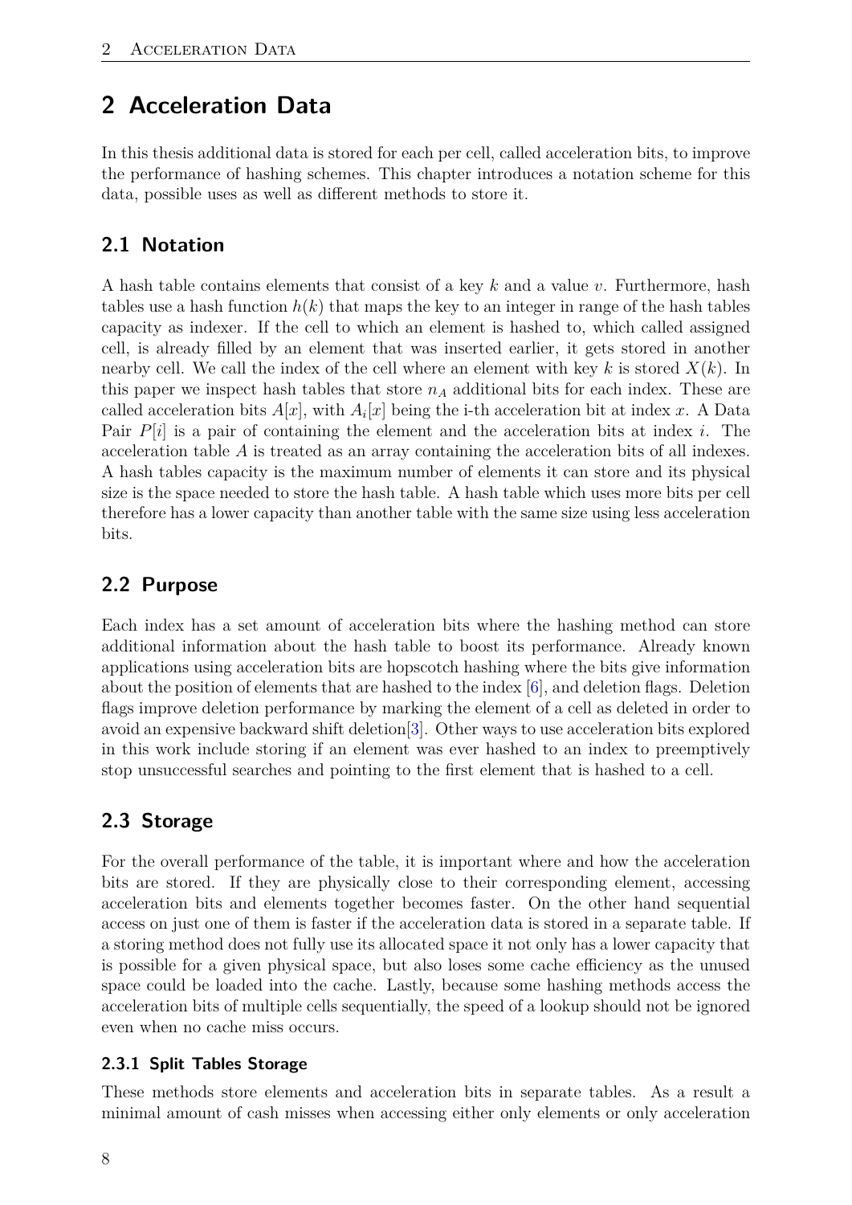# 2 Acceleration Data

In this thesis additional data is stored for each per cell, called acceleration bits, to improve the performance of hashing schemes. This chapter introduces a notation scheme for this data, possible uses as well as different methods to store it.

## 2.1 Notation

A hash table contains elements that consist of a key $k$ and a value $v$. Furthermore, hash tables use a hash function $h(k)$ that maps the key to an integer in range of the hash tables capacity as indexer. If the cell to which an element is hashed to, which called assigned cell, is already filled by an element that was inserted earlier, it gets stored in another nearby cell. We call the index of the cell where an element with key $k$ is stored $X(k)$. In this paper we inspect hash tables that store $n_A$ additional bits for each index. These are called acceleration bits $A[x]$, with $A_i[x]$ being the i-th acceleration bit at index $x$. A Data Pair $P[i]$ is a pair of containing the element and the acceleration bits at index $i$. The acceleration table $A$ is treated as an array containing the acceleration bits of all indexes. A hash tables capacity is the maximum number of elements it can store and its physical size is the space needed to store the hash table. A hash table which uses more bits per cell therefore has a lower capacity than another table with the same size using less acceleration bits.

## 2.2 Purpose

Each index has a set amount of acceleration bits where the hashing method can store additional information about the hash table to boost its performance. Already known applications using acceleration bits are hopscotch hashing where the bits give information about the position of elements that are hashed to the index [6], and deletion flags. Deletion flags improve deletion performance by marking the element of a cell as deleted in order to avoid an expensive backward shift deletion[3]. Other ways to use acceleration bits explored in this work include storing if an element was ever hashed to an index to preemptively stop unsuccessful searches and pointing to the first element that is hashed to a cell.

## 2.3 Storage

For the overall performance of the table, it is important where and how the acceleration bits are stored. If they are physically close to their corresponding element, accessing acceleration bits and elements together becomes faster. On the other hand sequential access on just one of them is faster if the acceleration data is stored in a separate table. If a storing method does not fully use its allocated space it not only has a lower capacity that is possible for a given physical space, but also loses some cache efficiency as the unused space could be loaded into the cache. Lastly, because some hashing methods access the acceleration bits of multiple cells sequentially, the speed of a lookup should not be ignored even when no cache miss occurs.

### 2.3.1 Split Tables Storage

These methods store elements and acceleration bits in separate tables. As a result a minimal amount of cash misses when accessing either only elements or only acceleration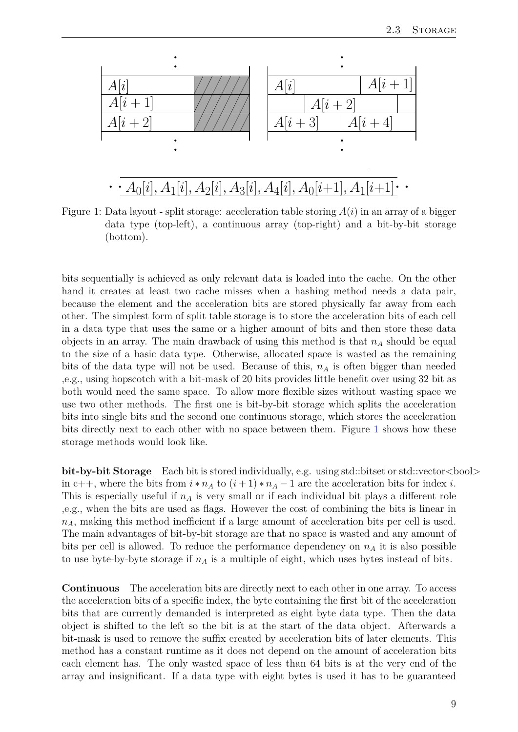Figure 1: Data layout - split storage: acceleration table storing $A(i)$ in an array of a bigger data type (top-left), a continuous array (top-right) and a bit-by-bit storage (bottom).

bits sequentially is achieved as only relevant data is loaded into the cache. On the other hand it creates at least two cache misses when a hashing method needs a data pair, because the element and the acceleration bits are stored physically far away from each other. The simplest form of split table storage is to store the acceleration bits of each cell in a data type that uses the same or a higher amount of bits and then store these data objects in an array. The main drawback of using this method is that $n_A$ should be equal to the size of a basic data type. Otherwise, allocated space is wasted as the remaining bits of the data type will not be used. Because of this, $n_A$ is often bigger than needed ,e.g., using hopscotch with a bit-mask of 20 bits provides little benefit over using 32 bit as both would need the same space. To allow more flexible sizes without wasting space we use two other methods. The first one is bit-by-bit storage which splits the acceleration bits into single bits and the second one continuous storage, which stores the acceleration bits directly next to each other with no space between them. Figure 1 shows how these storage methods would look like.

**bit-by-bit Storage** Each bit is stored individually, e.g. using std::bitset or std::vector<bool> in c++, where the bits from $i * n_A$ to $(i+1) * n_A - 1$ are the acceleration bits for index $i$. This is especially useful if $n_A$ is very small or if each individual bit plays a different role ,e.g., when the bits are used as flags. However the cost of combining the bits is linear in $n_A$, making this method inefficient if a large amount of acceleration bits per cell is used. The main advantages of bit-by-bit storage are that no space is wasted and any amount of bits per cell is allowed. To reduce the performance dependency on $n_A$ it is also possible to use byte-by-byte storage if $n_A$ is a multiple of eight, which uses bytes instead of bits.

**Continuous** The acceleration bits are directly next to each other in one array. To access the acceleration bits of a specific index, the byte containing the first bit of the acceleration bits that are currently demanded is interpreted as eight byte data type. Then the data object is shifted to the left so the bit is at the start of the data object. Afterwards a bit-mask is used to remove the suffix created by acceleration bits of later elements. This method has a constant runtime as it does not depend on the amount of acceleration bits each element has. The only wasted space of less than 64 bits is at the very end of the array and insignificant. If a data type with eight bytes is used it has to be guaranteed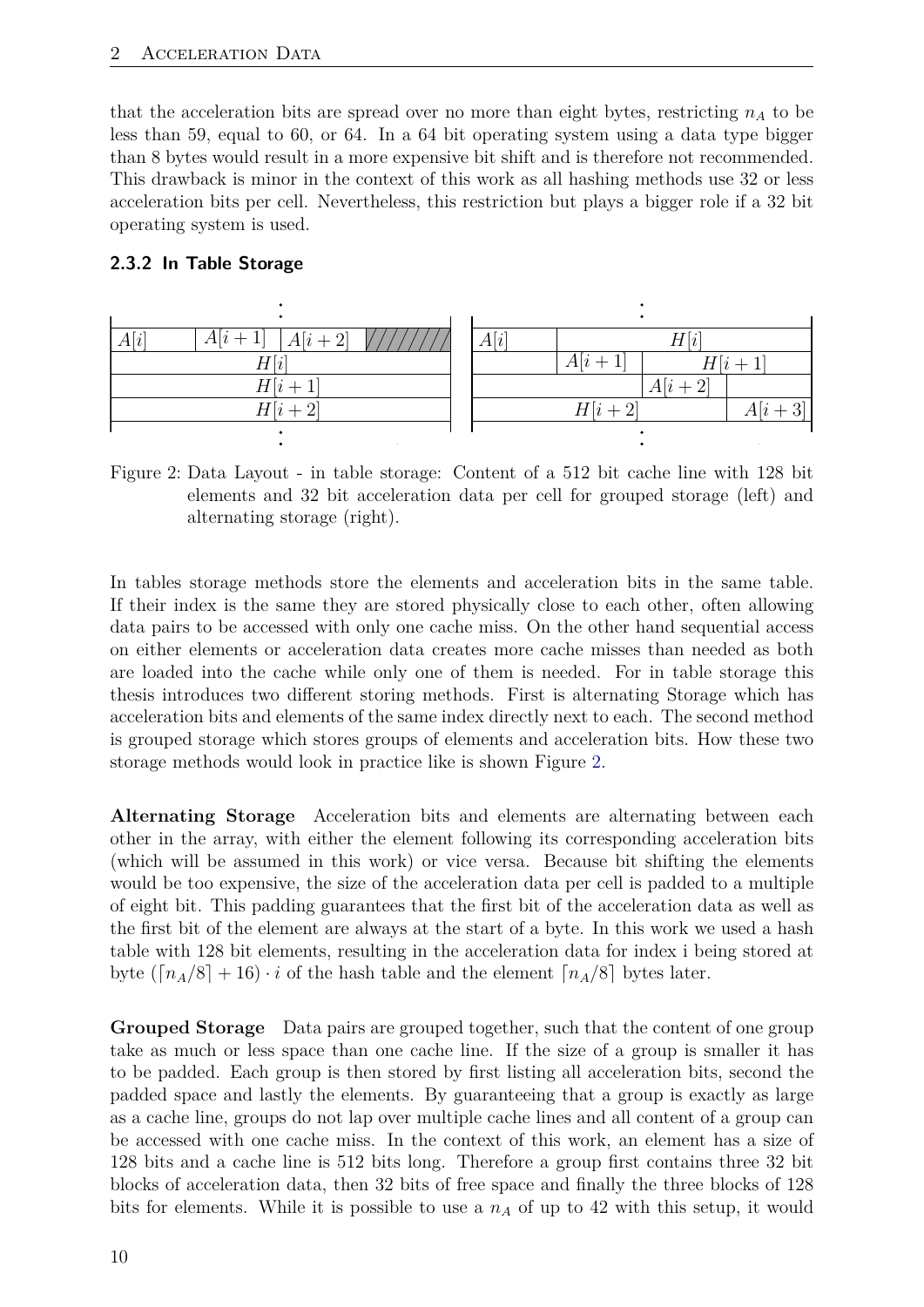that the acceleration bits are spread over no more than eight bytes, restricting $n_A$ to be less than 59, equal to 60, or 64. In a 64 bit operating system using a data type bigger than 8 bytes would result in a more expensive bit shift and is therefore not recommended. This drawback is minor in the context of this work as all hashing methods use 32 or less acceleration bits per cell. Nevertheless, this restriction but plays a bigger role if a 32 bit operating system is used.

### 2.3.2 In Table Storage

Figure 2: Data Layout - in table storage: Content of a 512 bit cache line with 128 bit elements and 32 bit acceleration data per cell for grouped storage (left) and alternating storage (right).

In tables storage methods store the elements and acceleration bits in the same table. If their index is the same they are stored physically close to each other, often allowing data pairs to be accessed with only one cache miss. On the other hand sequential access on either elements or acceleration data creates more cache misses than needed as both are loaded into the cache while only one of them is needed. For in table storage this thesis introduces two different storing methods. First is alternating Storage which has acceleration bits and elements of the same index directly next to each. The second method is grouped storage which stores groups of elements and acceleration bits. How these two storage methods would look in practice like is shown Figure 2.

**Alternating Storage** Acceleration bits and elements are alternating between each other in the array, with either the element following its corresponding acceleration bits (which will be assumed in this work) or vice versa. Because bit shifting the elements would be too expensive, the size of the acceleration data per cell is padded to a multiple of eight bit. This padding guarantees that the first bit of the acceleration data as well as the first bit of the element are always at the start of a byte. In this work we used a hash table with 128 bit elements, resulting in the acceleration data for index i being stored at byte $(\lceil n_A/8 \rceil + 16) \cdot i$ of the hash table and the element $\lceil n_A/8 \rceil$ bytes later.

**Grouped Storage** Data pairs are grouped together, such that the content of one group take as much or less space than one cache line. If the size of a group is smaller it has to be padded. Each group is then stored by first listing all acceleration bits, second the padded space and lastly the elements. By guaranteeing that a group is exactly as large as a cache line, groups do not lap over multiple cache lines and all content of a group can be accessed with one cache miss. In the context of this work, an element has a size of 128 bits and a cache line is 512 bits long. Therefore a group first contains three 32 bit blocks of acceleration data, then 32 bits of free space and finally the three blocks of 128 bits for elements. While it is possible to use a $n_A$ of up to 42 with this setup, it would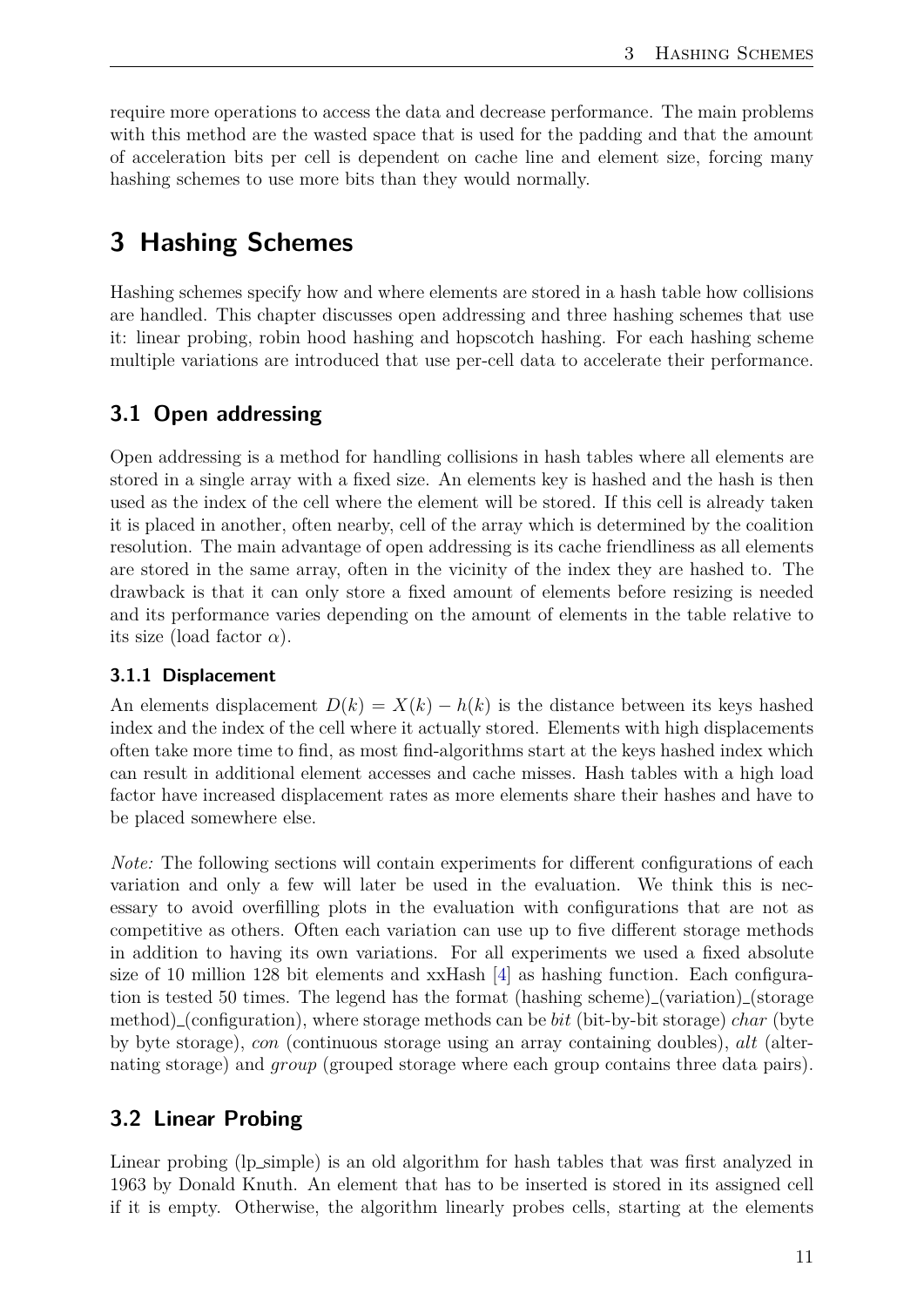require more operations to access the data and decrease performance. The main problems with this method are the wasted space that is used for the padding and that the amount of acceleration bits per cell is dependent on cache line and element size, forcing many hashing schemes to use more bits than they would normally.

# 3 Hashing Schemes

Hashing schemes specify how and where elements are stored in a hash table how collisions are handled. This chapter discusses open addressing and three hashing schemes that use it: linear probing, robin hood hashing and hopscotch hashing. For each hashing scheme multiple variations are introduced that use per-cell data to accelerate their performance.

## 3.1 Open addressing

Open addressing is a method for handling collisions in hash tables where all elements are stored in a single array with a fixed size. An elements key is hashed and the hash is then used as the index of the cell where the element will be stored. If this cell is already taken it is placed in another, often nearby, cell of the array which is determined by the coalition resolution. The main advantage of open addressing is its cache friendliness as all elements are stored in the same array, often in the vicinity of the index they are hashed to. The drawback is that it can only store a fixed amount of elements before resizing is needed and its performance varies depending on the amount of elements in the table relative to its size (load factor $\alpha$).

### 3.1.1 Displacement

An elements displacement $D(k) = X(k) - h(k)$ is the distance between its keys hashed index and the index of the cell where it actually stored. Elements with high displacements often take more time to find, as most find-algorithms start at the keys hashed index which can result in additional element accesses and cache misses. Hash tables with a high load factor have increased displacement rates as more elements share their hashes and have to be placed somewhere else.

*Note:* The following sections will contain experiments for different configurations of each variation and only a few will later be used in the evaluation. We think this is necessary to avoid overfilling plots in the evaluation with configurations that are not as competitive as others. Often each variation can use up to five different storage methods in addition to having its own variations. For all experiments we used a fixed absolute size of 10 million 128 bit elements and xxHash [4] as hashing function. Each configuration is tested 50 times. The legend has the format (hashing scheme)_(variation)_(storage method)_(configuration), where storage methods can be *bit* (bit-by-bit storage) *char* (byte by byte storage), *con* (continuous storage using an array containing doubles), *alt* (alternating storage) and *group* (grouped storage where each group contains three data pairs).

## 3.2 Linear Probing

Linear probing (lp_simple) is an old algorithm for hash tables that was first analyzed in 1963 by Donald Knuth. An element that has to be inserted is stored in its assigned cell if it is empty. Otherwise, the algorithm linearly probes cells, starting at the elements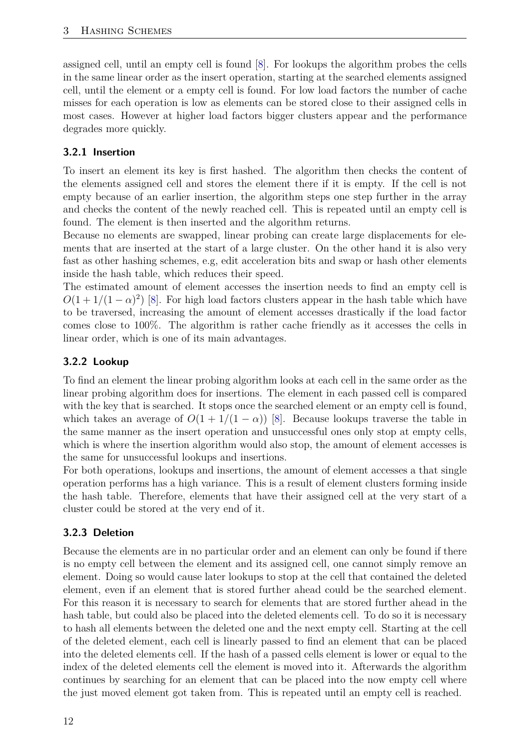assigned cell, until an empty cell is found [8]. For lookups the algorithm probes the cells in the same linear order as the insert operation, starting at the searched elements assigned cell, until the element or a empty cell is found. For low load factors the number of cache misses for each operation is low as elements can be stored close to their assigned cells in most cases. However at higher load factors bigger clusters appear and the performance degrades more quickly.

### 3.2.1 Insertion

To insert an element its key is first hashed. The algorithm then checks the content of the elements assigned cell and stores the element there if it is empty. If the cell is not empty because of an earlier insertion, the algorithm steps one step further in the array and checks the content of the newly reached cell. This is repeated until an empty cell is found. The element is then inserted and the algorithm returns.

Because no elements are swapped, linear probing can create large displacements for elements that are inserted at the start of a large cluster. On the other hand it is also very fast as other hashing schemes, e.g, edit acceleration bits and swap or hash other elements inside the hash table, which reduces their speed.

The estimated amount of element accesses the insertion needs to find an empty cell is $O(1 + 1/(1-\alpha)^2)$ [8]. For high load factors clusters appear in the hash table which have to be traversed, increasing the amount of element accesses drastically if the load factor comes close to 100%. The algorithm is rather cache friendly as it accesses the cells in linear order, which is one of its main advantages.

### 3.2.2 Lookup

To find an element the linear probing algorithm looks at each cell in the same order as the linear probing algorithm does for insertions. The element in each passed cell is compared with the key that is searched. It stops once the searched element or an empty cell is found, which takes an average of $O(1 + 1/(1-\alpha))$ [8]. Because lookups traverse the table in the same manner as the insert operation and unsuccessful ones only stop at empty cells, which is where the insertion algorithm would also stop, the amount of element accesses is the same for unsuccessful lookups and insertions.

For both operations, lookups and insertions, the amount of element accesses a that single operation performs has a high variance. This is a result of element clusters forming inside the hash table. Therefore, elements that have their assigned cell at the very start of a cluster could be stored at the very end of it.

### 3.2.3 Deletion

Because the elements are in no particular order and an element can only be found if there is no empty cell between the element and its assigned cell, one cannot simply remove an element. Doing so would cause later lookups to stop at the cell that contained the deleted element, even if an element that is stored further ahead could be the searched element. For this reason it is necessary to search for elements that are stored further ahead in the hash table, but could also be placed into the deleted elements cell. To do so it is necessary to hash all elements between the deleted one and the next empty cell. Starting at the cell of the deleted element, each cell is linearly passed to find an element that can be placed into the deleted elements cell. If the hash of a passed cells element is lower or equal to the index of the deleted elements cell the element is moved into it. Afterwards the algorithm continues by searching for an element that can be placed into the now empty cell where the just moved element got taken from. This is repeated until an empty cell is reached.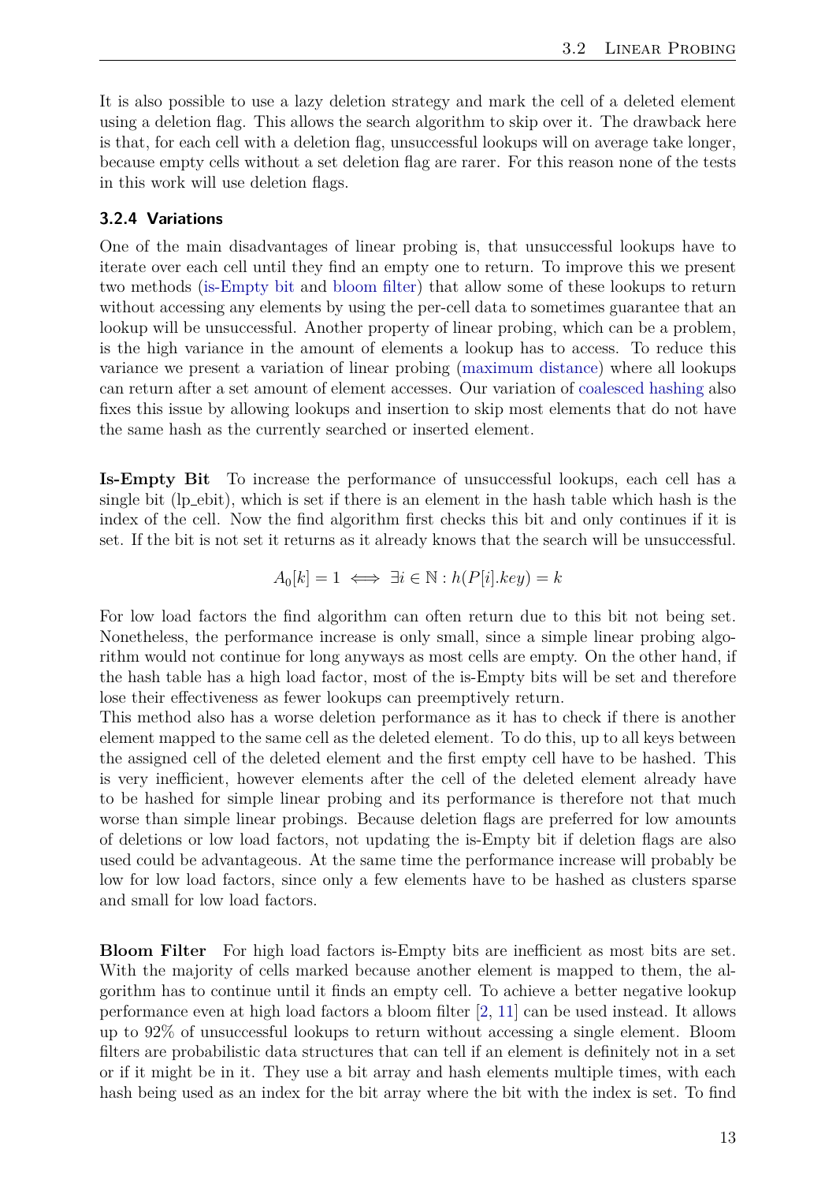It is also possible to use a lazy deletion strategy and mark the cell of a deleted element using a deletion flag. This allows the search algorithm to skip over it. The drawback here is that, for each cell with a deletion flag, unsuccessful lookups will on average take longer, because empty cells without a set deletion flag are rarer. For this reason none of the tests in this work will use deletion flags.

### 3.2.4 Variations

One of the main disadvantages of linear probing is, that unsuccessful lookups have to iterate over each cell until they find an empty one to return. To improve this we present two methods (is-Empty bit and bloom filter) that allow some of these lookups to return without accessing any elements by using the per-cell data to sometimes guarantee that an lookup will be unsuccessful. Another property of linear probing, which can be a problem, is the high variance in the amount of elements a lookup has to access. To reduce this variance we present a variation of linear probing (maximum distance) where all lookups can return after a set amount of element accesses. Our variation of coalesced hashing also fixes this issue by allowing lookups and insertion to skip most elements that do not have the same hash as the currently searched or inserted element.

**Is-Empty Bit** To increase the performance of unsuccessful lookups, each cell has a single bit (lp_ebit), which is set if there is an element in the hash table which hash is the index of the cell. Now the find algorithm first checks this bit and only continues if it is set. If the bit is not set it returns as it already knows that the search will be unsuccessful.

$$A_0[k] = 1 \iff \exists i \in \mathbb{N} : h(P[i].key) = k$$

For low load factors the find algorithm can often return due to this bit not being set. Nonetheless, the performance increase is only small, since a simple linear probing algorithm would not continue for long anyways as most cells are empty. On the other hand, if the hash table has a high load factor, most of the is-Empty bits will be set and therefore lose their effectiveness as fewer lookups can preemptively return.
This method also has a worse deletion performance as it has to check if there is another element mapped to the same cell as the deleted element. To do this, up to all keys between the assigned cell of the deleted element and the first empty cell have to be hashed. This is very inefficient, however elements after the cell of the deleted element already have to be hashed for simple linear probing and its performance is therefore not that much worse than simple linear probings. Because deletion flags are preferred for low amounts of deletions or low load factors, not updating the is-Empty bit if deletion flags are also used could be advantageous. At the same time the performance increase will probably be low for low load factors, since only a few elements have to be hashed as clusters sparse and small for low load factors.

**Bloom Filter** For high load factors is-Empty bits are inefficient as most bits are set. With the majority of cells marked because another element is mapped to them, the algorithm has to continue until it finds an empty cell. To achieve a better negative lookup performance even at high load factors a bloom filter [2, 11] can be used instead. It allows up to 92% of unsuccessful lookups to return without accessing a single element. Bloom filters are probabilistic data structures that can tell if an element is definitely not in a set or if it might be in it. They use a bit array and hash elements multiple times, with each hash being used as an index for the bit array where the bit with the index is set. To find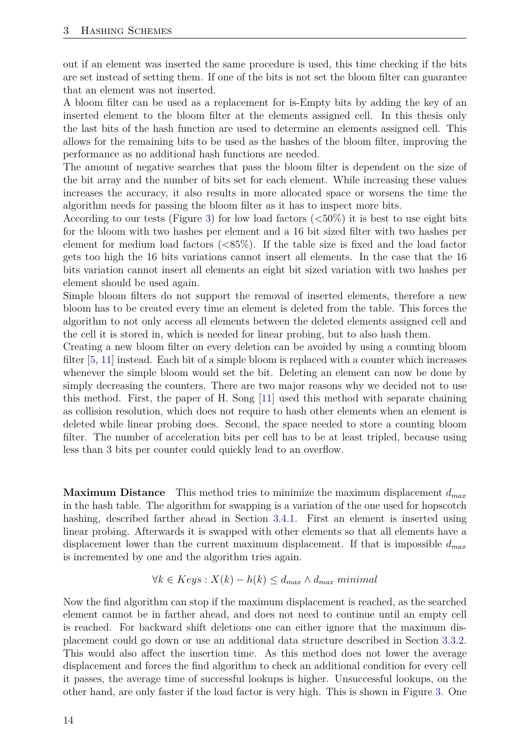out if an element was inserted the same procedure is used, this time checking if the bits are set instead of setting them. If one of the bits is not set the bloom filter can guarantee that an element was not inserted.

A bloom filter can be used as a replacement for is-Empty bits by adding the key of an inserted element to the bloom filter at the elements assigned cell. In this thesis only the last bits of the hash function are used to determine an elements assigned cell. This allows for the remaining bits to be used as the hashes of the bloom filter, improving the performance as no additional hash functions are needed.

The amount of negative searches that pass the bloom filter is dependent on the size of the bit array and the number of bits set for each element. While increasing these values increases the accuracy, it also results in more allocated space or worsens the time the algorithm needs for passing the bloom filter as it has to inspect more bits.

According to our tests (Figure 3) for low load factors (<50%) it is best to use eight bits for the bloom with two hashes per element and a 16 bit sized filter with two hashes per element for medium load factors (<85%). If the table size is fixed and the load factor gets too high the 16 bits variations cannot insert all elements. In the case that the 16 bits variation cannot insert all elements an eight bit sized variation with two hashes per element should be used again.

Simple bloom filters do not support the removal of inserted elements, therefore a new bloom has to be created every time an element is deleted from the table. This forces the algorithm to not only access all elements between the deleted elements assigned cell and the cell it is stored in, which is needed for linear probing, but to also hash them.

Creating a new bloom filter on every deletion can be avoided by using a counting bloom filter [5, 11] instead. Each bit of a simple bloom is replaced with a counter which increases whenever the simple bloom would set the bit. Deleting an element can now be done by simply decreasing the counters. There are two major reasons why we decided not to use this method. First, the paper of H. Song [11] used this method with separate chaining as collision resolution, which does not require to hash other elements when an element is deleted while linear probing does. Second, the space needed to store a counting bloom filter. The number of acceleration bits per cell has to be at least tripled, because using less than 3 bits per counter could quickly lead to an overflow.

**Maximum Distance** This method tries to minimize the maximum displacement $d_{max}$ in the hash table. The algorithm for swapping is a variation of the one used for hopscotch hashing, described farther ahead in Section 3.4.1. First an element is inserted using linear probing. Afterwards it is swapped with other elements so that all elements have a displacement lower than the current maximum displacement. If that is impossible $d_{max}$ is incremented by one and the algorithm tries again.

$$\forall k \in Keys : X(k) - h(k) \leq d_{max} \land d_{max} \; minimal$$

Now the find algorithm can stop if the maximum displacement is reached, as the searched element cannot be in farther ahead, and does not need to continue until an empty cell is reached. For backward shift deletions one can either ignore that the maximum displacement could go down or use an additional data structure described in Section 3.3.2. This would also affect the insertion time. As this method does not lower the average displacement and forces the find algorithm to check an additional condition for every cell it passes, the average time of successful lookups is higher. Unsuccessful lookups, on the other hand, are only faster if the load factor is very high. This is shown in Figure 3. One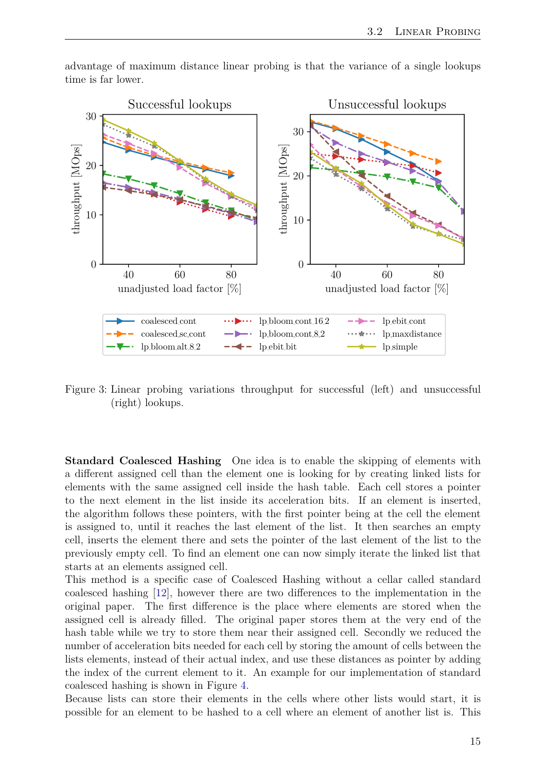advantage of maximum distance linear probing is that the variance of a single lookups time is far lower.

Figure 3: Linear probing variations throughput for successful (left) and unsuccessful (right) lookups.

**Standard Coalesced Hashing** One idea is to enable the skipping of elements with a different assigned cell than the element one is looking for by creating linked lists for elements with the same assigned cell inside the hash table. Each cell stores a pointer to the next element in the list inside its acceleration bits. If an element is inserted, the algorithm follows these pointers, with the first pointer being at the cell the element is assigned to, until it reaches the last element of the list. It then searches an empty cell, inserts the element there and sets the pointer of the last element of the list to the previously empty cell. To find an element one can now simply iterate the linked list that starts at an elements assigned cell.

This method is a specific case of Coalesced Hashing without a cellar called standard coalesced hashing [12], however there are two differences to the implementation in the original paper. The first difference is the place where elements are stored when the assigned cell is already filled. The original paper stores them at the very end of the hash table while we try to store them near their assigned cell. Secondly we reduced the number of acceleration bits needed for each cell by storing the amount of cells between the lists elements, instead of their actual index, and use these distances as pointer by adding the index of the current element to it. An example for our implementation of standard coalesced hashing is shown in Figure 4.

Because lists can store their elements in the cells where other lists would start, it is possible for an element to be hashed to a cell where an element of another list is. This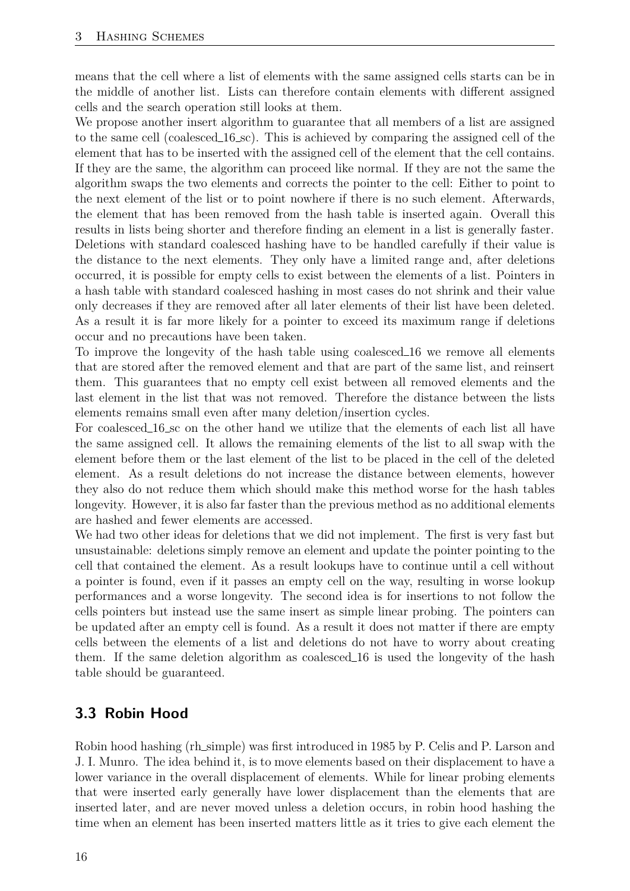means that the cell where a list of elements with the same assigned cells starts can be in the middle of another list. Lists can therefore contain elements with different assigned cells and the search operation still looks at them.

We propose another insert algorithm to guarantee that all members of a list are assigned to the same cell (coalesced_16_sc). This is achieved by comparing the assigned cell of the element that has to be inserted with the assigned cell of the element that the cell contains. If they are the same, the algorithm can proceed like normal. If they are not the same the algorithm swaps the two elements and corrects the pointer to the cell: Either to point to the next element of the list or to point nowhere if there is no such element. Afterwards, the element that has been removed from the hash table is inserted again. Overall this results in lists being shorter and therefore finding an element in a list is generally faster.

Deletions with standard coalesced hashing have to be handled carefully if their value is the distance to the next elements. They only have a limited range and, after deletions occurred, it is possible for empty cells to exist between the elements of a list. Pointers in a hash table with standard coalesced hashing in most cases do not shrink and their value only decreases if they are removed after all later elements of their list have been deleted. As a result it is far more likely for a pointer to exceed its maximum range if deletions occur and no precautions have been taken.

To improve the longevity of the hash table using coalesced_16 we remove all elements that are stored after the removed element and that are part of the same list, and reinsert them. This guarantees that no empty cell exist between all removed elements and the last element in the list that was not removed. Therefore the distance between the lists elements remains small even after many deletion/insertion cycles.

For coalesced_16_sc on the other hand we utilize that the elements of each list all have the same assigned cell. It allows the remaining elements of the list to all swap with the element before them or the last element of the list to be placed in the cell of the deleted element. As a result deletions do not increase the distance between elements, however they also do not reduce them which should make this method worse for the hash tables longevity. However, it is also far faster than the previous method as no additional elements are hashed and fewer elements are accessed.

We had two other ideas for deletions that we did not implement. The first is very fast but unsustainable: deletions simply remove an element and update the pointer pointing to the cell that contained the element. As a result lookups have to continue until a cell without a pointer is found, even if it passes an empty cell on the way, resulting in worse lookup performances and a worse longevity. The second idea is for insertions to not follow the cells pointers but instead use the same insert as simple linear probing. The pointers can be updated after an empty cell is found. As a result it does not matter if there are empty cells between the elements of a list and deletions do not have to worry about creating them. If the same deletion algorithm as coalesced_16 is used the longevity of the hash table should be guaranteed.

## 3.3 Robin Hood

Robin hood hashing (rh_simple) was first introduced in 1985 by P. Celis and P. Larson and J. I. Munro. The idea behind it, is to move elements based on their displacement to have a lower variance in the overall displacement of elements. While for linear probing elements that were inserted early generally have lower displacement than the elements that are inserted later, and are never moved unless a deletion occurs, in robin hood hashing the time when an element has been inserted matters little as it tries to give each element the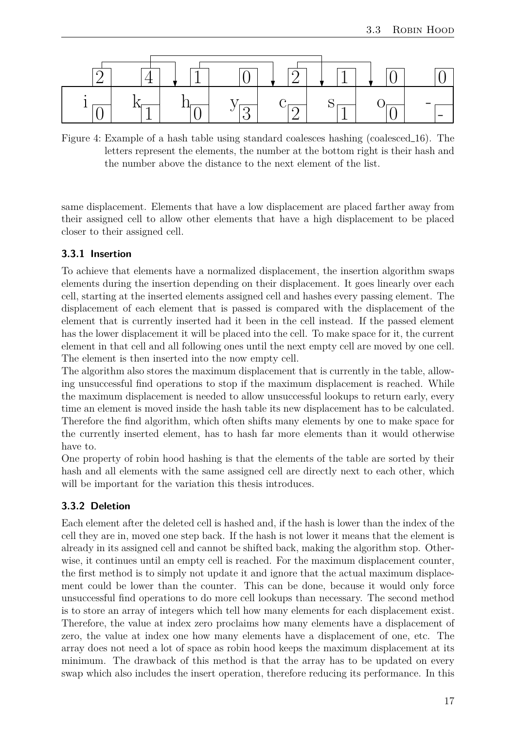Figure 4: Example of a hash table using standard coalesces hashing (coalesced_16). The letters represent the elements, the number at the bottom right is their hash and the number above the distance to the next element of the list.

same displacement. Elements that have a low displacement are placed farther away from their assigned cell to allow other elements that have a high displacement to be placed closer to their assigned cell.

### 3.3.1 Insertion

To achieve that elements have a normalized displacement, the insertion algorithm swaps elements during the insertion depending on their displacement. It goes linearly over each cell, starting at the inserted elements assigned cell and hashes every passing element. The displacement of each element that is passed is compared with the displacement of the element that is currently inserted had it been in the cell instead. If the passed element has the lower displacement it will be placed into the cell. To make space for it, the current element in that cell and all following ones until the next empty cell are moved by one cell. The element is then inserted into the now empty cell.

The algorithm also stores the maximum displacement that is currently in the table, allowing unsuccessful find operations to stop if the maximum displacement is reached. While the maximum displacement is needed to allow unsuccessful lookups to return early, every time an element is moved inside the hash table its new displacement has to be calculated. Therefore the find algorithm, which often shifts many elements by one to make space for the currently inserted element, has to hash far more elements than it would otherwise have to.

One property of robin hood hashing is that the elements of the table are sorted by their hash and all elements with the same assigned cell are directly next to each other, which will be important for the variation this thesis introduces.

### 3.3.2 Deletion

Each element after the deleted cell is hashed and, if the hash is lower than the index of the cell they are in, moved one step back. If the hash is not lower it means that the element is already in its assigned cell and cannot be shifted back, making the algorithm stop. Otherwise, it continues until an empty cell is reached. For the maximum displacement counter, the first method is to simply not update it and ignore that the actual maximum displacement could be lower than the counter. This can be done, because it would only force unsuccessful find operations to do more cell lookups than necessary. The second method is to store an array of integers which tell how many elements for each displacement exist. Therefore, the value at index zero proclaims how many elements have a displacement of zero, the value at index one how many elements have a displacement of one, etc. The array does not need a lot of space as robin hood keeps the maximum displacement at its minimum. The drawback of this method is that the array has to be updated on every swap which also includes the insert operation, therefore reducing its performance. In this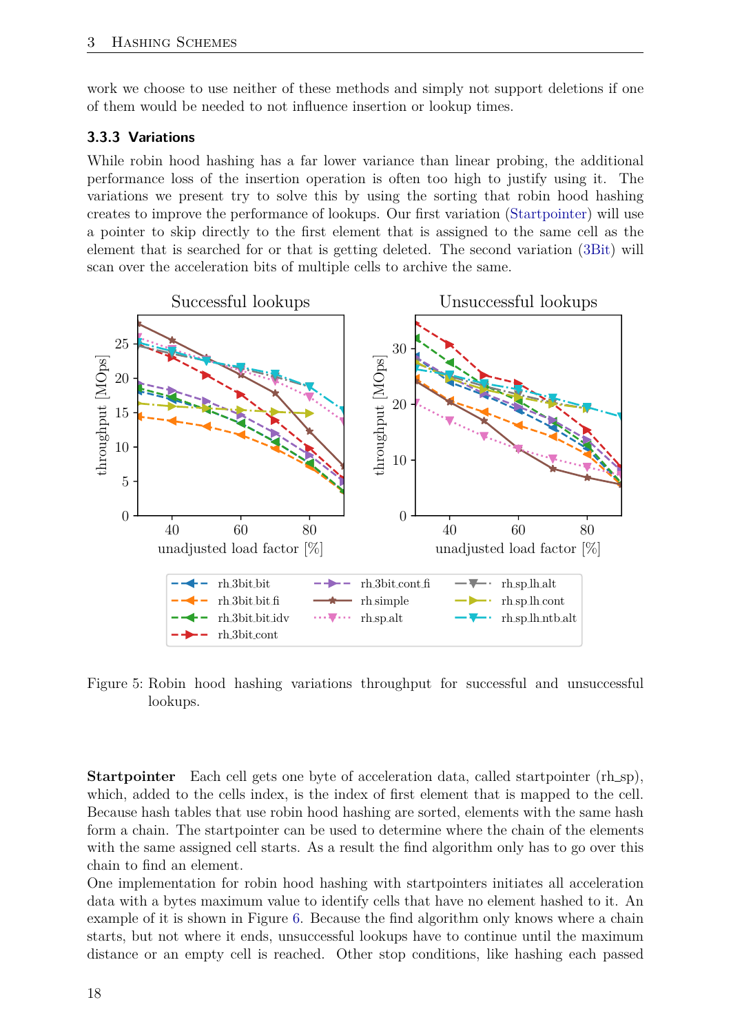work we choose to use neither of these methods and simply not support deletions if one of them would be needed to not influence insertion or lookup times.

### 3.3.3 Variations

While robin hood hashing has a far lower variance than linear probing, the additional performance loss of the insertion operation is often too high to justify using it. The variations we present try to solve this by using the sorting that robin hood hashing creates to improve the performance of lookups. Our first variation (Startpointer) will use a pointer to skip directly to the first element that is assigned to the same cell as the element that is searched for or that is getting deleted. The second variation (3Bit) will scan over the acceleration bits of multiple cells to archive the same.

Figure 5: Robin hood hashing variations throughput for successful and unsuccessful lookups.

**Startpointer** Each cell gets one byte of acceleration data, called startpointer (rh_sp), which, added to the cells index, is the index of first element that is mapped to the cell. Because hash tables that use robin hood hashing are sorted, elements with the same hash form a chain. The startpointer can be used to determine where the chain of the elements with the same assigned cell starts. As a result the find algorithm only has to go over this chain to find an element.

One implementation for robin hood hashing with startpointers initiates all acceleration data with a bytes maximum value to identify cells that have no element hashed to it. An example of it is shown in Figure 6. Because the find algorithm only knows where a chain starts, but not where it ends, unsuccessful lookups have to continue until the maximum distance or an empty cell is reached. Other stop conditions, like hashing each passed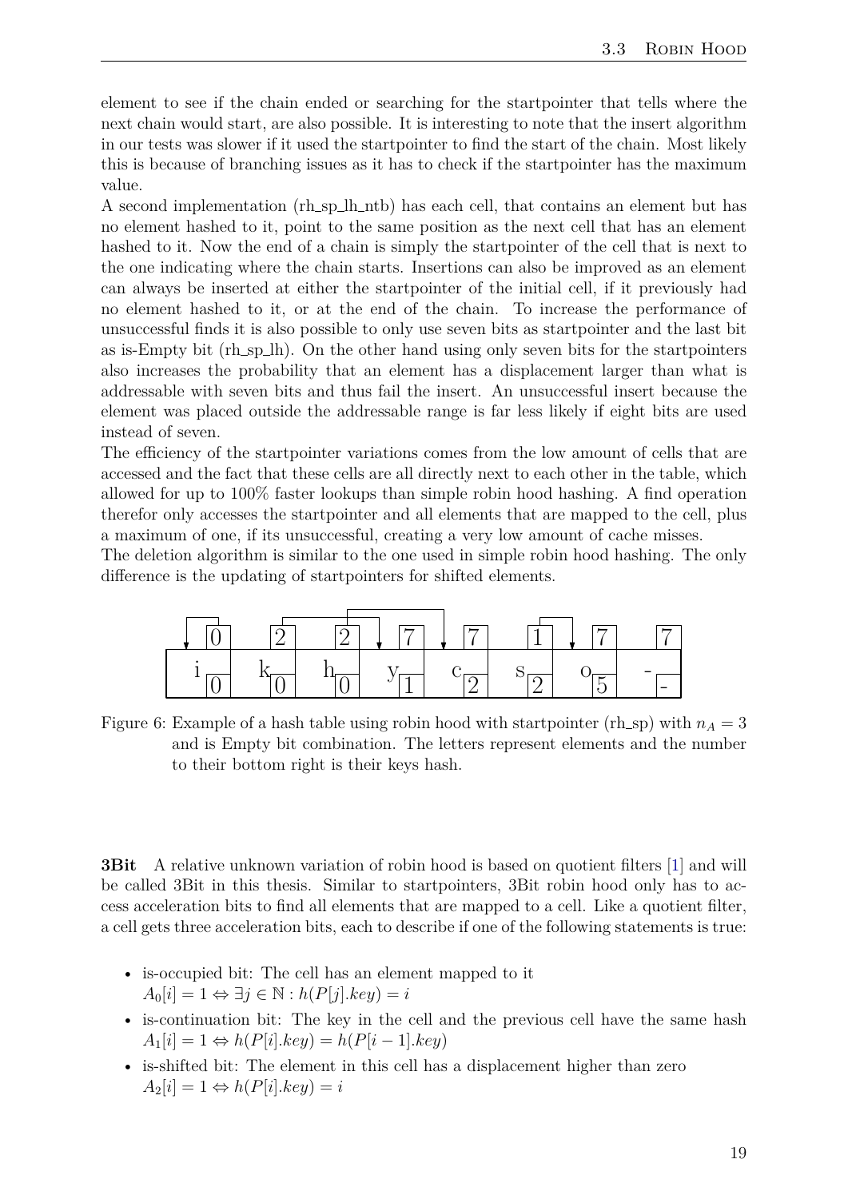element to see if the chain ended or searching for the startpointer that tells where the next chain would start, are also possible. It is interesting to note that the insert algorithm in our tests was slower if it used the startpointer to find the start of the chain. Most likely this is because of branching issues as it has to check if the startpointer has the maximum value.

A second implementation (rh_sp_lh_ntb) has each cell, that contains an element but has no element hashed to it, point to the same position as the next cell that has an element hashed to it. Now the end of a chain is simply the startpointer of the cell that is next to the one indicating where the chain starts. Insertions can also be improved as an element can always be inserted at either the startpointer of the initial cell, if it previously had no element hashed to it, or at the end of the chain. To increase the performance of unsuccessful finds it is also possible to only use seven bits as startpointer and the last bit as is-Empty bit (rh_sp_lh). On the other hand using only seven bits for the startpointers also increases the probability that an element has a displacement larger than what is addressable with seven bits and thus fail the insert. An unsuccessful insert because the element was placed outside the addressable range is far less likely if eight bits are used instead of seven.

The efficiency of the startpointer variations comes from the low amount of cells that are accessed and the fact that these cells are all directly next to each other in the table, which allowed for up to 100% faster lookups than simple robin hood hashing. A find operation therefor only accesses the startpointer and all elements that are mapped to the cell, plus a maximum of one, if its unsuccessful, creating a very low amount of cache misses.

The deletion algorithm is similar to the one used in simple robin hood hashing. The only difference is the updating of startpointers for shifted elements.

Figure 6: Example of a hash table using robin hood with startpointer (rh_sp) with $n_A = 3$ and is Empty bit combination. The letters represent elements and the number to their bottom right is their keys hash.

**3Bit** A relative unknown variation of robin hood is based on quotient filters [1] and will be called 3Bit in this thesis. Similar to startpointers, 3Bit robin hood only has to access acceleration bits to find all elements that are mapped to a cell. Like a quotient filter, a cell gets three acceleration bits, each to describe if one of the following statements is true:

- is-occupied bit: The cell has an element mapped to it
  $A_0[i] = 1 \Leftrightarrow \exists j \in \mathbb{N} : h(P[j].key) = i$
- is-continuation bit: The key in the cell and the previous cell have the same hash
  $A_1[i] = 1 \Leftrightarrow h(P[i].key) = h(P[i-1].key)$
- is-shifted bit: The element in this cell has a displacement higher than zero
  $A_2[i] = 1 \Leftrightarrow h(P[i].key) = i$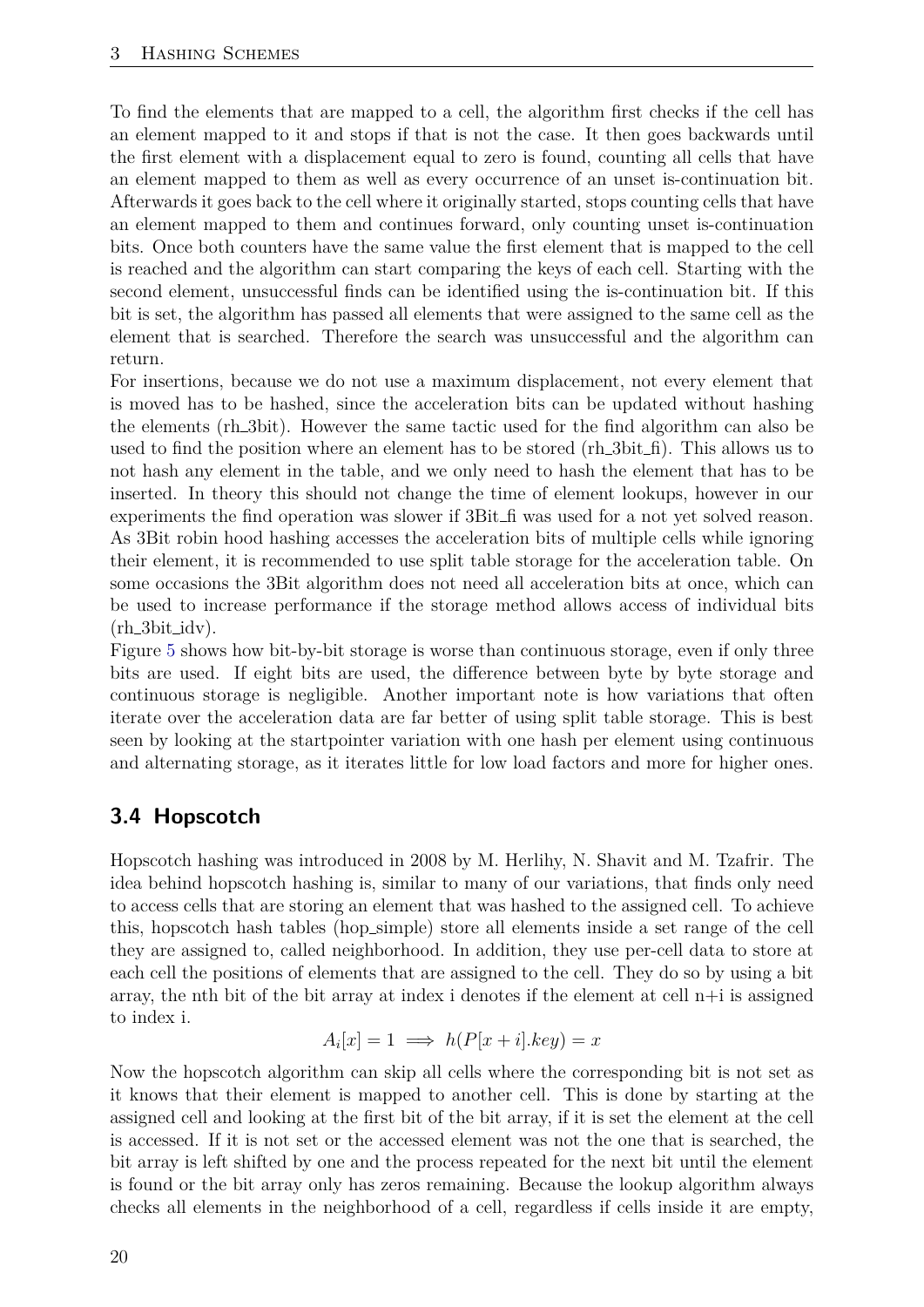To find the elements that are mapped to a cell, the algorithm first checks if the cell has an element mapped to it and stops if that is not the case. It then goes backwards until the first element with a displacement equal to zero is found, counting all cells that have an element mapped to them as well as every occurrence of an unset is-continuation bit. Afterwards it goes back to the cell where it originally started, stops counting cells that have an element mapped to them and continues forward, only counting unset is-continuation bits. Once both counters have the same value the first element that is mapped to the cell is reached and the algorithm can start comparing the keys of each cell. Starting with the second element, unsuccessful finds can be identified using the is-continuation bit. If this bit is set, the algorithm has passed all elements that were assigned to the same cell as the element that is searched. Therefore the search was unsuccessful and the algorithm can return.

For insertions, because we do not use a maximum displacement, not every element that is moved has to be hashed, since the acceleration bits can be updated without hashing the elements (rh_3bit). However the same tactic used for the find algorithm can also be used to find the position where an element has to be stored (rh_3bit_fi). This allows us to not hash any element in the table, and we only need to hash the element that has to be inserted. In theory this should not change the time of element lookups, however in our experiments the find operation was slower if 3Bit_fi was used for a not yet solved reason. As 3Bit robin hood hashing accesses the acceleration bits of multiple cells while ignoring their element, it is recommended to use split table storage for the acceleration table. On some occasions the 3Bit algorithm does not need all acceleration bits at once, which can be used to increase performance if the storage method allows access of individual bits (rh_3bit_idv).

Figure 5 shows how bit-by-bit storage is worse than continuous storage, even if only three bits are used. If eight bits are used, the difference between byte by byte storage and continuous storage is negligible. Another important note is how variations that often iterate over the acceleration data are far better of using split table storage. This is best seen by looking at the startpointer variation with one hash per element using continuous and alternating storage, as it iterates little for low load factors and more for higher ones.

## 3.4 Hopscotch

Hopscotch hashing was introduced in 2008 by M. Herlihy, N. Shavit and M. Tzafrir. The idea behind hopscotch hashing is, similar to many of our variations, that finds only need to access cells that are storing an element that was hashed to the assigned cell. To achieve this, hopscotch hash tables (hop_simple) store all elements inside a set range of the cell they are assigned to, called neighborhood. In addition, they use per-cell data to store at each cell the positions of elements that are assigned to the cell. They do so by using a bit array, the nth bit of the bit array at index i denotes if the element at cell n+i is assigned to index i.

$$A_i[x] = 1 \implies h(P[x+i].key) = x$$

Now the hopscotch algorithm can skip all cells where the corresponding bit is not set as it knows that their element is mapped to another cell. This is done by starting at the assigned cell and looking at the first bit of the bit array, if it is set the element at the cell is accessed. If it is not set or the accessed element was not the one that is searched, the bit array is left shifted by one and the process repeated for the next bit until the element is found or the bit array only has zeros remaining. Because the lookup algorithm always checks all elements in the neighborhood of a cell, regardless if cells inside it are empty,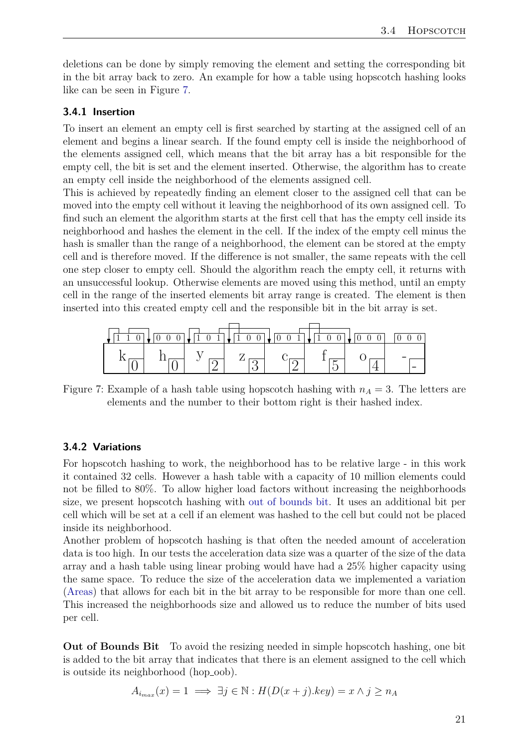deletions can be done by simply removing the element and setting the corresponding bit in the bit array back to zero. An example for how a table using hopscotch hashing looks like can be seen in Figure 7.

### 3.4.1 Insertion

To insert an element an empty cell is first searched by starting at the assigned cell of an element and begins a linear search. If the found empty cell is inside the neighborhood of the elements assigned cell, which means that the bit array has a bit responsible for the empty cell, the bit is set and the element inserted. Otherwise, the algorithm has to create an empty cell inside the neighborhood of the elements assigned cell.
This is achieved by repeatedly finding an element closer to the assigned cell that can be moved into the empty cell without it leaving the neighborhood of its own assigned cell. To find such an element the algorithm starts at the first cell that has the empty cell inside its neighborhood and hashes the element in the cell. If the index of the empty cell minus the hash is smaller than the range of a neighborhood, the element can be stored at the empty cell and is therefore moved. If the difference is not smaller, the same repeats with the cell one step closer to empty cell. Should the algorithm reach the empty cell, it returns with an unsuccessful lookup. Otherwise elements are moved using this method, until an empty cell in the range of the inserted elements bit array range is created. The element is then inserted into this created empty cell and the responsible bit in the bit array is set.

| 1 1 0 | 0 0 0 | 1 0 1 | 1 0 0 | 0 0 1 | 1 0 0 | 0 0 0 | 0 0 0 |
|---|---|---|---|---|---|---|---|
| k [0] | h [0] | y [2] | z [3] | c [2] | f [5] | o [4] | - [-] |

Figure 7: Example of a hash table using hopscotch hashing with $n_A = 3$. The letters are elements and the number to their bottom right is their hashed index.

### 3.4.2 Variations

For hopscotch hashing to work, the neighborhood has to be relative large - in this work it contained 32 cells. However a hash table with a capacity of 10 million elements could not be filled to 80%. To allow higher load factors without increasing the neighborhoods size, we present hopscotch hashing with out of bounds bit. It uses an additional bit per cell which will be set at a cell if an element was hashed to the cell but could not be placed inside its neighborhood.
Another problem of hopscotch hashing is that often the needed amount of acceleration data is too high. In our tests the acceleration data size was a quarter of the size of the data array and a hash table using linear probing would have had a 25% higher capacity using the same space. To reduce the size of the acceleration data we implemented a variation (Areas) that allows for each bit in the bit array to be responsible for more than one cell. This increased the neighborhoods size and allowed us to reduce the number of bits used per cell.

**Out of Bounds Bit** To avoid the resizing needed in simple hopscotch hashing, one bit is added to the bit array that indicates that there is an element assigned to the cell which is outside its neighborhood (hop_oob).

$$A_{i_{max}}(x) = 1 \implies \exists j \in \mathbb{N} : H(D(x+j).key) = x \land j \geq n_A$$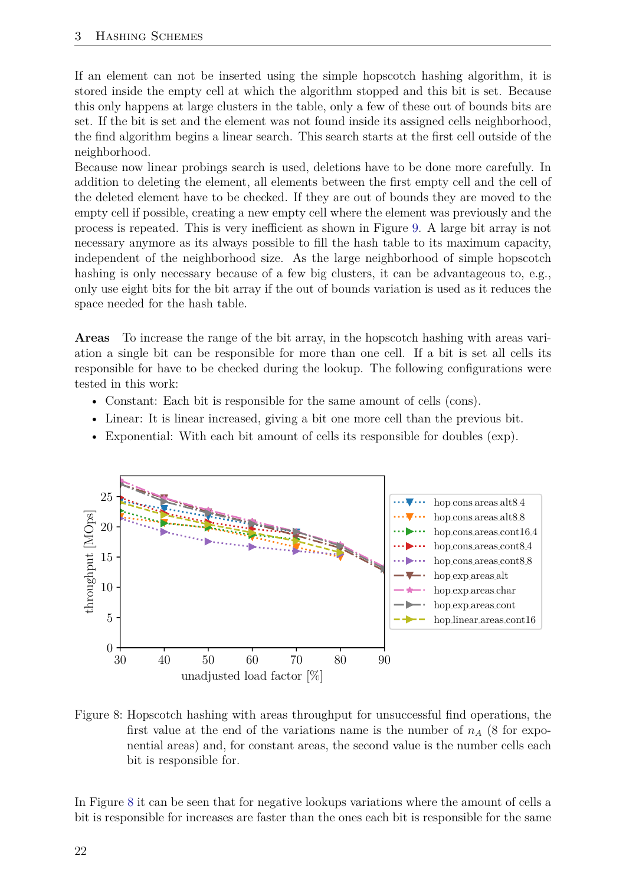If an element can not be inserted using the simple hopscotch hashing algorithm, it is stored inside the empty cell at which the algorithm stopped and this bit is set. Because this only happens at large clusters in the table, only a few of these out of bounds bits are set. If the bit is set and the element was not found inside its assigned cells neighborhood, the find algorithm begins a linear search. This search starts at the first cell outside of the neighborhood.
Because now linear probings search is used, deletions have to be done more carefully. In addition to deleting the element, all elements between the first empty cell and the cell of the deleted element have to be checked. If they are out of bounds they are moved to the empty cell if possible, creating a new empty cell where the element was previously and the process is repeated. This is very inefficient as shown in Figure 9. A large bit array is not necessary anymore as its always possible to fill the hash table to its maximum capacity, independent of the neighborhood size. As the large neighborhood of simple hopscotch hashing is only necessary because of a few big clusters, it can be advantageous to, e.g., only use eight bits for the bit array if the out of bounds variation is used as it reduces the space needed for the hash table.

**Areas** To increase the range of the bit array, in the hopscotch hashing with areas variation a single bit can be responsible for more than one cell. If a bit is set all cells its responsible for have to be checked during the lookup. The following configurations were tested in this work:

- Constant: Each bit is responsible for the same amount of cells (cons).
- Linear: It is linear increased, giving a bit one more cell than the previous bit.
- Exponential: With each bit amount of cells its responsible for doubles (exp).

Figure 8: Hopscotch hashing with areas throughput for unsuccessful find operations, the first value at the end of the variations name is the number of $n_A$ (8 for exponential areas) and, for constant areas, the second value is the number cells each bit is responsible for.

In Figure 8 it can be seen that for negative lookups variations where the amount of cells a bit is responsible for increases are faster than the ones each bit is responsible for the same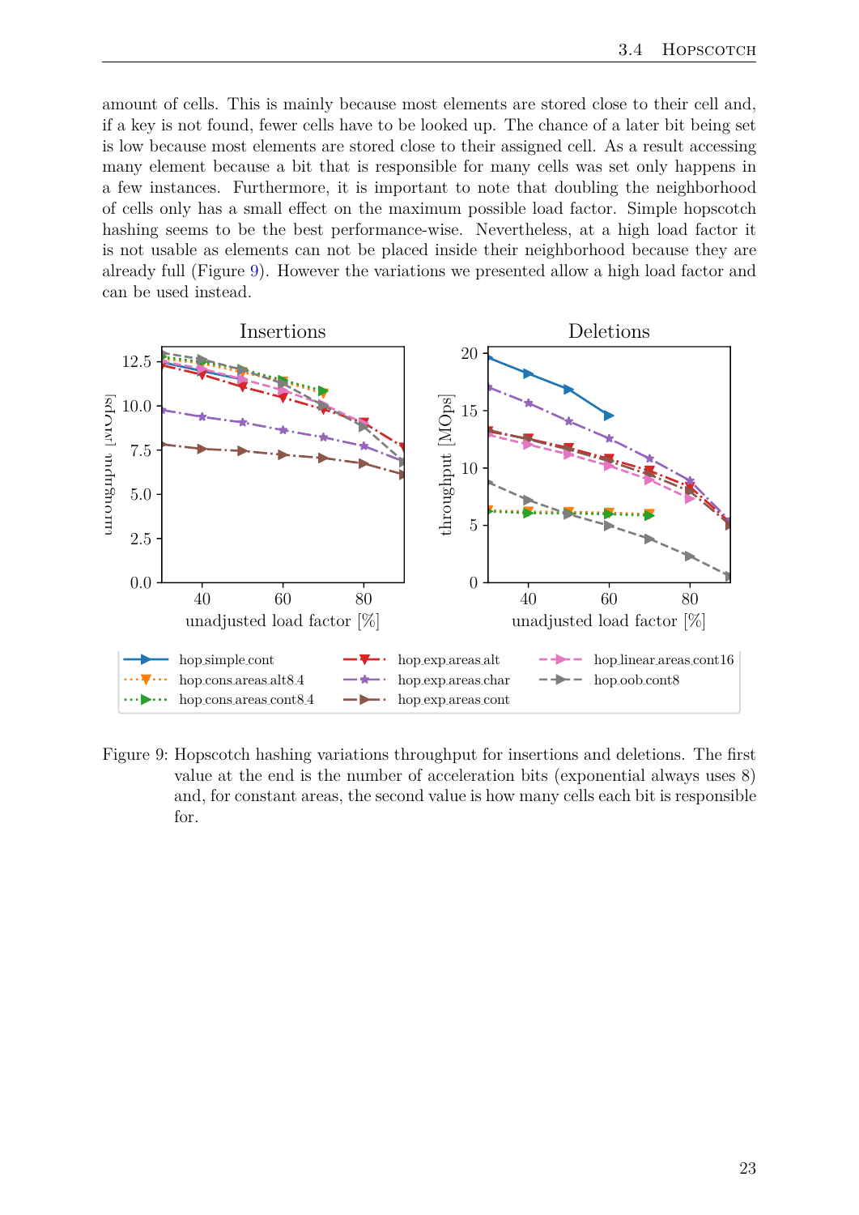amount of cells. This is mainly because most elements are stored close to their cell and, if a key is not found, fewer cells have to be looked up. The chance of a later bit being set is low because most elements are stored close to their assigned cell. As a result accessing many element because a bit that is responsible for many cells was set only happens in a few instances. Furthermore, it is important to note that doubling the neighborhood of cells only has a small effect on the maximum possible load factor. Simple hopscotch hashing seems to be the best performance-wise. Nevertheless, at a high load factor it is not usable as elements can not be placed inside their neighborhood because they are already full (Figure 9). However the variations we presented allow a high load factor and can be used instead.

Figure 9: Hopscotch hashing variations throughput for insertions and deletions. The first value at the end is the number of acceleration bits (exponential always uses 8) and, for constant areas, the second value is how many cells each bit is responsible for.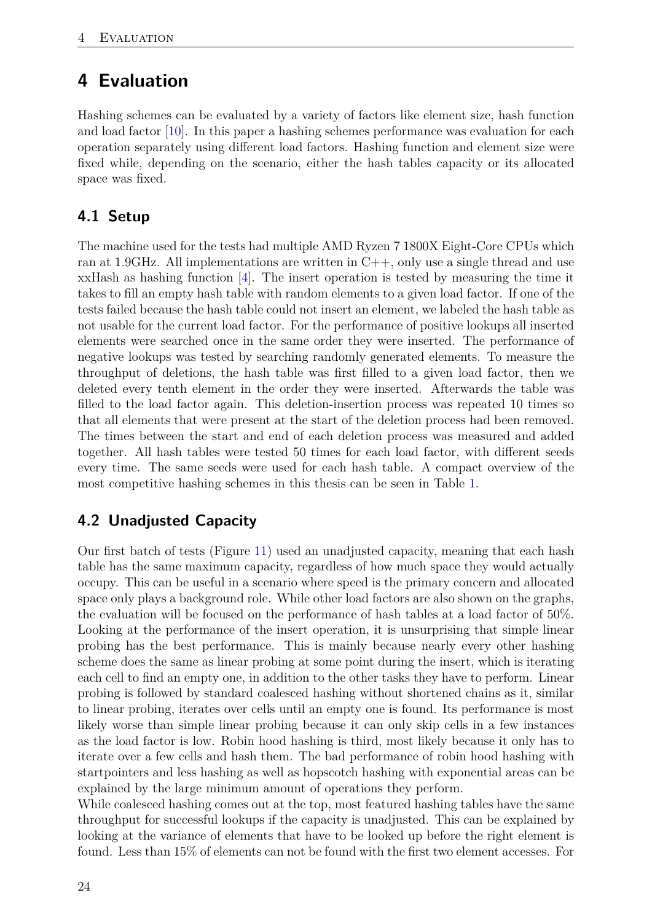# 4 Evaluation

Hashing schemes can be evaluated by a variety of factors like element size, hash function and load factor [10]. In this paper a hashing schemes performance was evaluation for each operation separately using different load factors. Hashing function and element size were fixed while, depending on the scenario, either the hash tables capacity or its allocated space was fixed.

## 4.1 Setup

The machine used for the tests had multiple AMD Ryzen 7 1800X Eight-Core CPUs which ran at 1.9GHz. All implementations are written in C++, only use a single thread and use xxHash as hashing function [4]. The insert operation is tested by measuring the time it takes to fill an empty hash table with random elements to a given load factor. If one of the tests failed because the hash table could not insert an element, we labeled the hash table as not usable for the current load factor. For the performance of positive lookups all inserted elements were searched once in the same order they were inserted. The performance of negative lookups was tested by searching randomly generated elements. To measure the throughput of deletions, the hash table was first filled to a given load factor, then we deleted every tenth element in the order they were inserted. Afterwards the table was filled to the load factor again. This deletion-insertion process was repeated 10 times so that all elements that were present at the start of the deletion process had been removed. The times between the start and end of each deletion process was measured and added together. All hash tables were tested 50 times for each load factor, with different seeds every time. The same seeds were used for each hash table. A compact overview of the most competitive hashing schemes in this thesis can be seen in Table 1.

## 4.2 Unadjusted Capacity

Our first batch of tests (Figure 11) used an unadjusted capacity, meaning that each hash table has the same maximum capacity, regardless of how much space they would actually occupy. This can be useful in a scenario where speed is the primary concern and allocated space only plays a background role. While other load factors are also shown on the graphs, the evaluation will be focused on the performance of hash tables at a load factor of 50%. Looking at the performance of the insert operation, it is unsurprising that simple linear probing has the best performance. This is mainly because nearly every other hashing scheme does the same as linear probing at some point during the insert, which is iterating each cell to find an empty one, in addition to the other tasks they have to perform. Linear probing is followed by standard coalesced hashing without shortened chains as it, similar to linear probing, iterates over cells until an empty one is found. Its performance is most likely worse than simple linear probing because it can only skip cells in a few instances as the load factor is low. Robin hood hashing is third, most likely because it only has to iterate over a few cells and hash them. The bad performance of robin hood hashing with startpointers and less hashing as well as hopscotch hashing with exponential areas can be explained by the large minimum amount of operations they perform.

While coalesced hashing comes out at the top, most featured hashing tables have the same throughput for successful lookups if the capacity is unadjusted. This can be explained by looking at the variance of elements that have to be looked up before the right element is found. Less than 15% of elements can not be found with the first two element accesses. For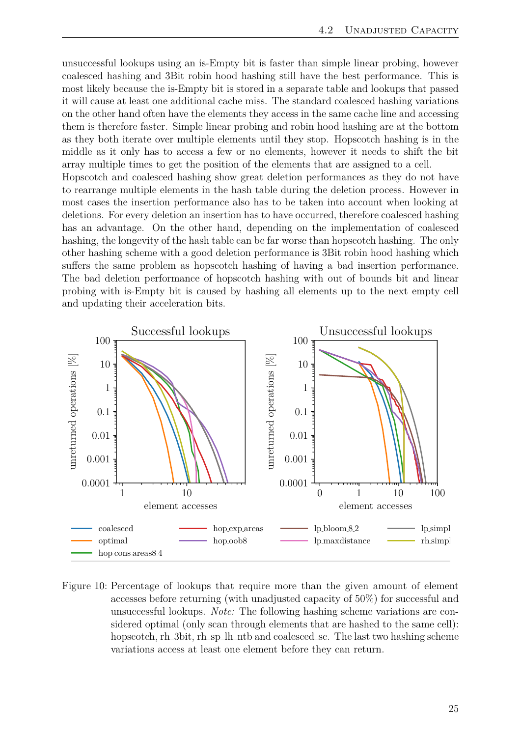unsuccessful lookups using an is-Empty bit is faster than simple linear probing, however coalesced hashing and 3Bit robin hood hashing still have the best performance. This is most likely because the is-Empty bit is stored in a separate table and lookups that passed it will cause at least one additional cache miss. The standard coalesced hashing variations on the other hand often have the elements they access in the same cache line and accessing them is therefore faster. Simple linear probing and robin hood hashing are at the bottom as they both iterate over multiple elements until they stop. Hopscotch hashing is in the middle as it only has to access a few or no elements, however it needs to shift the bit array multiple times to get the position of the elements that are assigned to a cell.

Hopscotch and coalesced hashing show great deletion performances as they do not have to rearrange multiple elements in the hash table during the deletion process. However in most cases the insertion performance also has to be taken into account when looking at deletions. For every deletion an insertion has to have occurred, therefore coalesced hashing has an advantage. On the other hand, depending on the implementation of coalesced hashing, the longevity of the hash table can be far worse than hopscotch hashing. The only other hashing scheme with a good deletion performance is 3Bit robin hood hashing which suffers the same problem as hopscotch hashing of having a bad insertion performance. The bad deletion performance of hopscotch hashing with out of bounds bit and linear probing with is-Empty bit is caused by hashing all elements up to the next empty cell and updating their acceleration bits.

Figure 10: Percentage of lookups that require more than the given amount of element accesses before returning (with unadjusted capacity of 50%) for successful and unsuccessful lookups. *Note:* The following hashing scheme variations are considered optimal (only scan through elements that are hashed to the same cell): hopscotch, rh_3bit, rh_sp_lh_ntb and coalesced_sc. The last two hashing scheme variations access at least one element before they can return.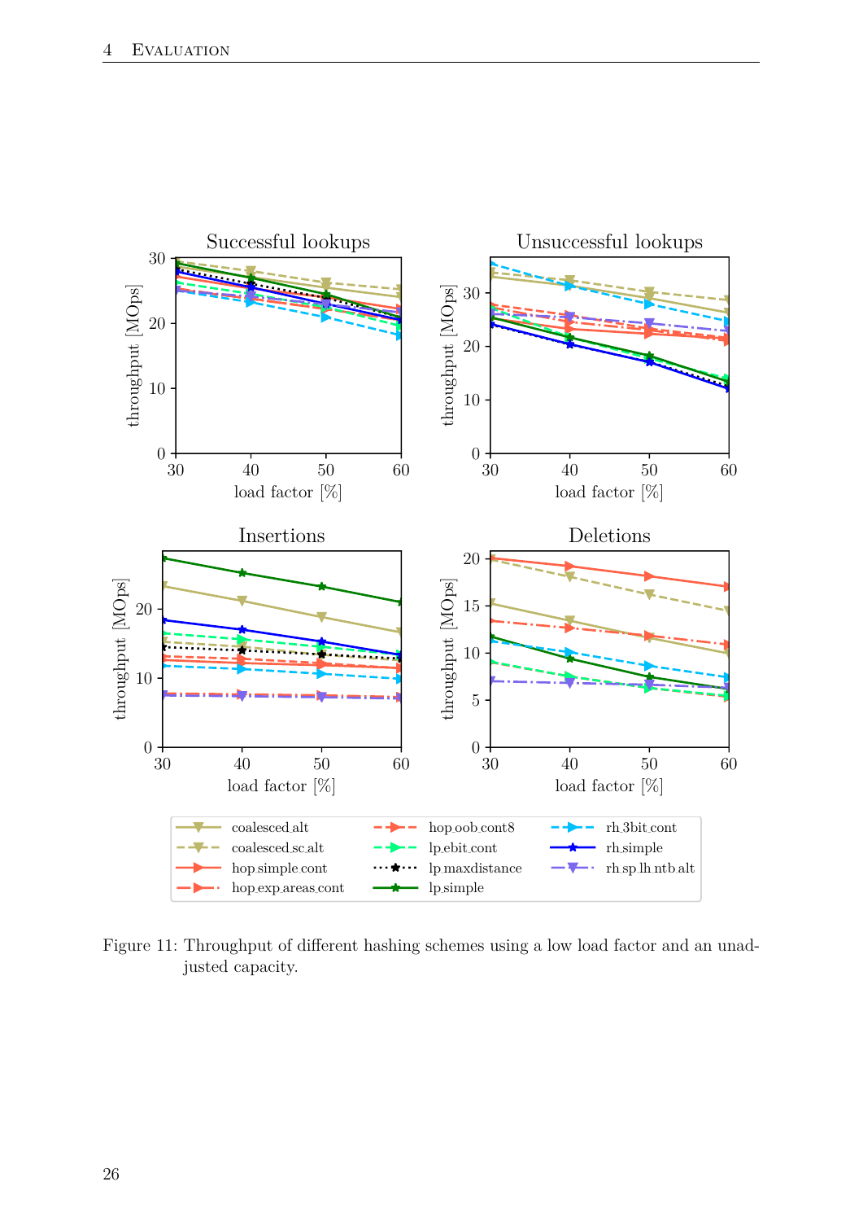Figure 11: Throughput of different hashing schemes using a low load factor and an unadjusted capacity.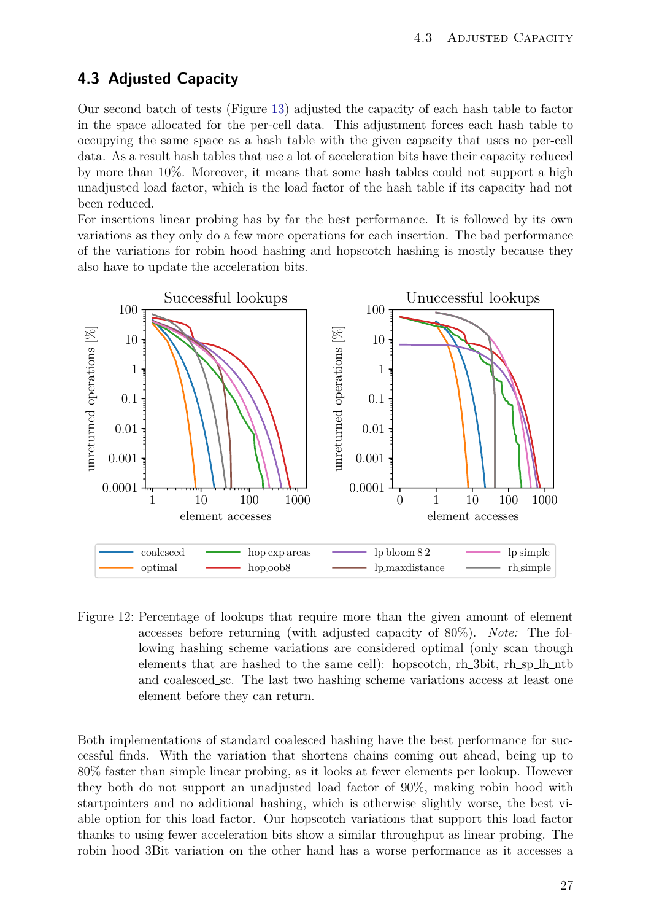## 4.3 Adjusted Capacity

Our second batch of tests (Figure 13) adjusted the capacity of each hash table to factor in the space allocated for the per-cell data. This adjustment forces each hash table to occupying the same space as a hash table with the given capacity that uses no per-cell data. As a result hash tables that use a lot of acceleration bits have their capacity reduced by more than 10%. Moreover, it means that some hash tables could not support a high unadjusted load factor, which is the load factor of the hash table if its capacity had not been reduced.

For insertions linear probing has by far the best performance. It is followed by its own variations as they only do a few more operations for each insertion. The bad performance of the variations for robin hood hashing and hopscotch hashing is mostly because they also have to update the acceleration bits.

Figure 12: Percentage of lookups that require more than the given amount of element accesses before returning (with adjusted capacity of 80%). *Note:* The following hashing scheme variations are considered optimal (only scan though elements that are hashed to the same cell): hopscotch, rh_3bit, rh_sp_lh_ntb and coalesced_sc. The last two hashing scheme variations access at least one element before they can return.

Both implementations of standard coalesced hashing have the best performance for successful finds. With the variation that shortens chains coming out ahead, being up to 80% faster than simple linear probing, as it looks at fewer elements per lookup. However they both do not support an unadjusted load factor of 90%, making robin hood with startpointers and no additional hashing, which is otherwise slightly worse, the best viable option for this load factor. Our hopscotch variations that support this load factor thanks to using fewer acceleration bits show a similar throughput as linear probing. The robin hood 3Bit variation on the other hand has a worse performance as it accesses a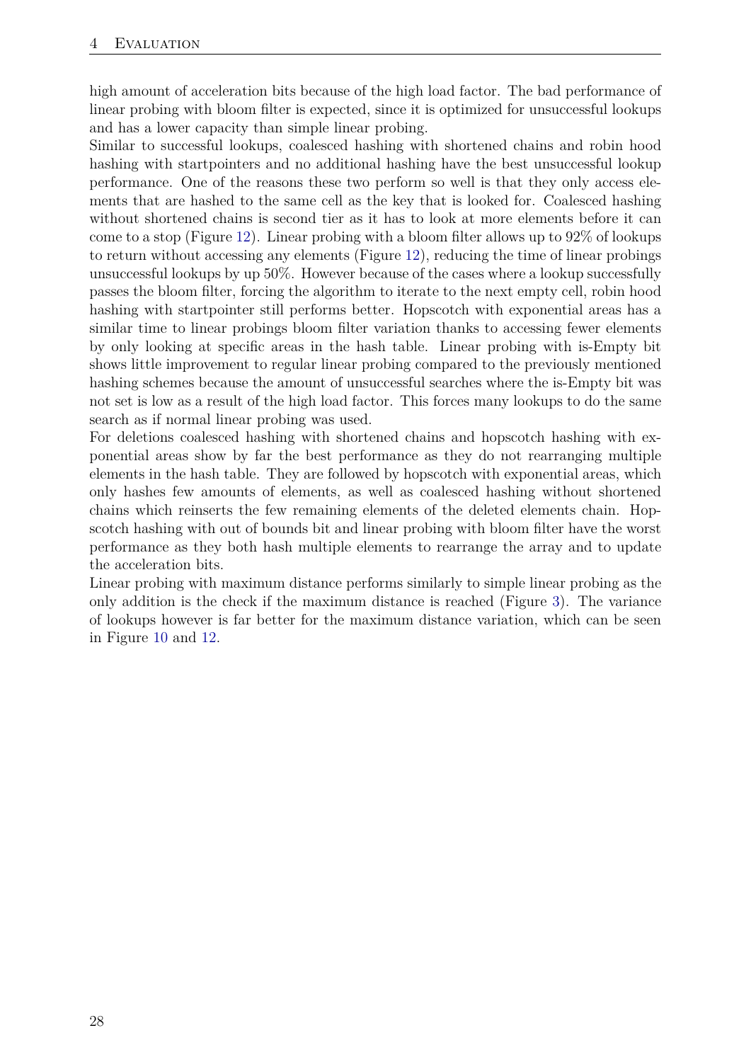high amount of acceleration bits because of the high load factor. The bad performance of linear probing with bloom filter is expected, since it is optimized for unsuccessful lookups and has a lower capacity than simple linear probing.

Similar to successful lookups, coalesced hashing with shortened chains and robin hood hashing with startpointers and no additional hashing have the best unsuccessful lookup performance. One of the reasons these two perform so well is that they only access elements that are hashed to the same cell as the key that is looked for. Coalesced hashing without shortened chains is second tier as it has to look at more elements before it can come to a stop (Figure 12). Linear probing with a bloom filter allows up to 92% of lookups to return without accessing any elements (Figure 12), reducing the time of linear probings unsuccessful lookups by up 50%. However because of the cases where a lookup successfully passes the bloom filter, forcing the algorithm to iterate to the next empty cell, robin hood hashing with startpointer still performs better. Hopscotch with exponential areas has a similar time to linear probings bloom filter variation thanks to accessing fewer elements by only looking at specific areas in the hash table. Linear probing with is-Empty bit shows little improvement to regular linear probing compared to the previously mentioned hashing schemes because the amount of unsuccessful searches where the is-Empty bit was not set is low as a result of the high load factor. This forces many lookups to do the same search as if normal linear probing was used.

For deletions coalesced hashing with shortened chains and hopscotch hashing with exponential areas show by far the best performance as they do not rearranging multiple elements in the hash table. They are followed by hopscotch with exponential areas, which only hashes few amounts of elements, as well as coalesced hashing without shortened chains which reinserts the few remaining elements of the deleted elements chain. Hopscotch hashing with out of bounds bit and linear probing with bloom filter have the worst performance as they both hash multiple elements to rearrange the array and to update the acceleration bits.

Linear probing with maximum distance performs similarly to simple linear probing as the only addition is the check if the maximum distance is reached (Figure 3). The variance of lookups however is far better for the maximum distance variation, which can be seen in Figure 10 and 12.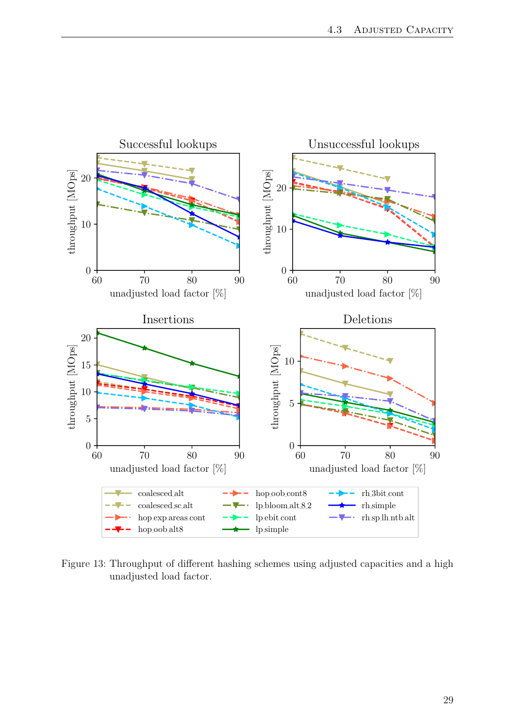Figure 13: Throughput of different hashing schemes using adjusted capacities and a high unadjusted load factor.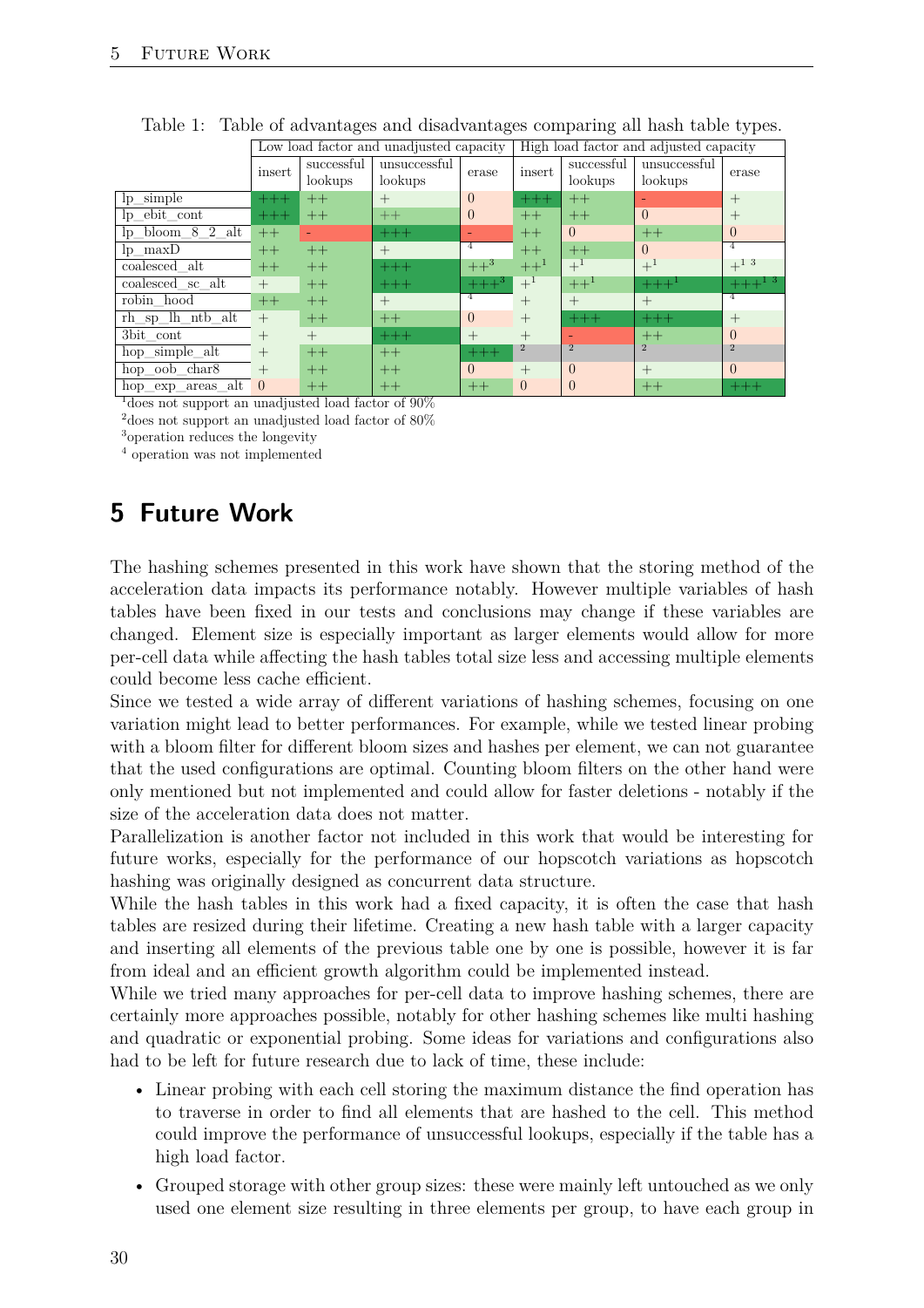Table 1: Table of advantages and disadvantages comparing all hash table types.

| | Low load factor and unadjusted capacity | | | | High load factor and adjusted capacity | | | |
|---|---|---|---|---|---|---|---|---|
| | insert | successful lookups | unsuccessful lookups | erase | insert | successful lookups | unsuccessful lookups | erase |
| lp_simple | +++ | ++ | + | 0 | +++ | ++ | - | + |
| lp_ebit_cont | +++ | ++ | ++ | 0 | ++ | ++ | 0 | + |
| lp_bloom_8_2_alt | ++ | - | +++ | - | ++ | 0 | ++ | 0 |
| lp_maxD | ++ | ++ | + | [4] | ++ | ++ | 0 | [4] |
| coalesced_alt | ++ | ++ | +++ | ++[3] | ++[1] | +[1] | +[1] | +[1] [3] |
| coalesced_sc_alt | + | ++ | +++ | +++[3] | +[1] | ++[1] | +++[1] | +++[1] [3] |
| robin_hood | ++ | ++ | + | [4] | + | + | + | [4] |
| rh_sp_lh_ntb_alt | + | ++ | ++ | 0 | + | +++ | +++ | + |
| 3bit_cont | + | + | +++ | + | + | - | ++ | 0 |
| hop_simple_alt | + | ++ | ++ | +++ | [2] | [2] | [2] | [2] |
| hop_oob_char8 | + | ++ | ++ | 0 | + | 0 | + | 0 |
| hop_exp_areas_alt | 0 | ++ | ++ | ++ | 0 | 0 | ++ | +++ |

[1]does not support an unadjusted load factor of 90%

[2]does not support an unadjusted load factor of 80%

[3]operation reduces the longevity

[4] operation was not implemented

# 5 Future Work

The hashing schemes presented in this work have shown that the storing method of the acceleration data impacts its performance notably. However multiple variables of hash tables have been fixed in our tests and conclusions may change if these variables are changed. Element size is especially important as larger elements would allow for more per-cell data while affecting the hash tables total size less and accessing multiple elements could become less cache efficient.

Since we tested a wide array of different variations of hashing schemes, focusing on one variation might lead to better performances. For example, while we tested linear probing with a bloom filter for different bloom sizes and hashes per element, we can not guarantee that the used configurations are optimal. Counting bloom filters on the other hand were only mentioned but not implemented and could allow for faster deletions - notably if the size of the acceleration data does not matter.

Parallelization is another factor not included in this work that would be interesting for future works, especially for the performance of our hopscotch variations as hopscotch hashing was originally designed as concurrent data structure.

While the hash tables in this work had a fixed capacity, it is often the case that hash tables are resized during their lifetime. Creating a new hash table with a larger capacity and inserting all elements of the previous table one by one is possible, however it is far from ideal and an efficient growth algorithm could be implemented instead.

While we tried many approaches for per-cell data to improve hashing schemes, there are certainly more approaches possible, notably for other hashing schemes like multi hashing and quadratic or exponential probing. Some ideas for variations and configurations also had to be left for future research due to lack of time, these include:

- Linear probing with each cell storing the maximum distance the find operation has to traverse in order to find all elements that are hashed to the cell. This method could improve the performance of unsuccessful lookups, especially if the table has a high load factor.
- Grouped storage with other group sizes: these were mainly left untouched as we only used one element size resulting in three elements per group, to have each group in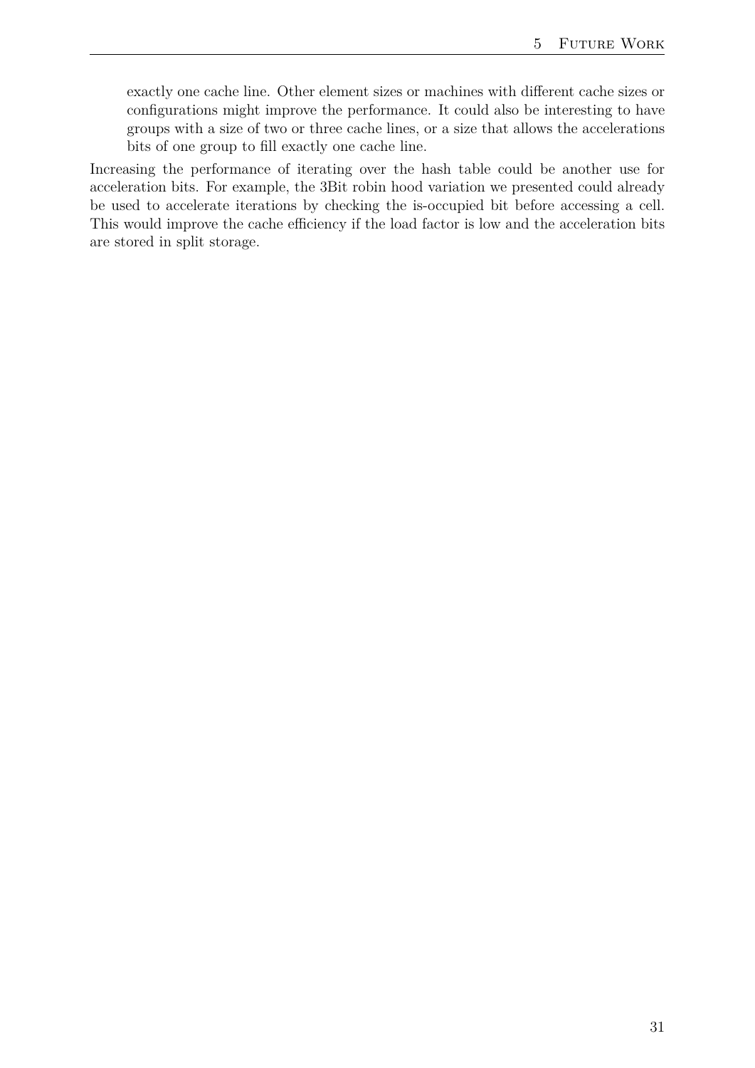exactly one cache line. Other element sizes or machines with different cache sizes or configurations might improve the performance. It could also be interesting to have groups with a size of two or three cache lines, or a size that allows the accelerations bits of one group to fill exactly one cache line.

Increasing the performance of iterating over the hash table could be another use for acceleration bits. For example, the 3Bit robin hood variation we presented could already be used to accelerate iterations by checking the is-occupied bit before accessing a cell. This would improve the cache efficiency if the load factor is low and the acceleration bits are stored in split storage.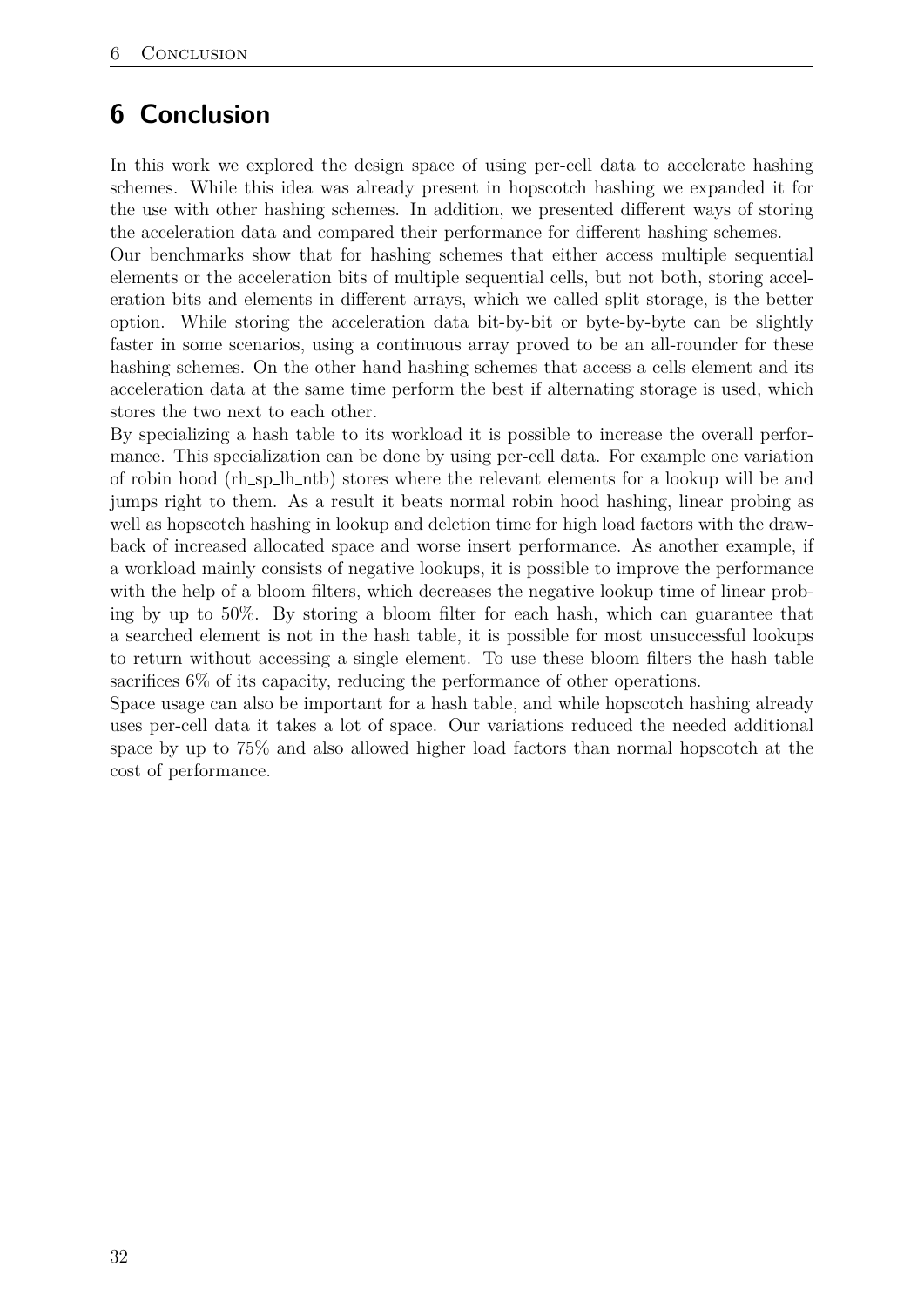# 6 Conclusion

In this work we explored the design space of using per-cell data to accelerate hashing schemes. While this idea was already present in hopscotch hashing we expanded it for the use with other hashing schemes. In addition, we presented different ways of storing the acceleration data and compared their performance for different hashing schemes.

Our benchmarks show that for hashing schemes that either access multiple sequential elements or the acceleration bits of multiple sequential cells, but not both, storing acceleration bits and elements in different arrays, which we called split storage, is the better option. While storing the acceleration data bit-by-bit or byte-by-byte can be slightly faster in some scenarios, using a continuous array proved to be an all-rounder for these hashing schemes. On the other hand hashing schemes that access a cells element and its acceleration data at the same time perform the best if alternating storage is used, which stores the two next to each other.

By specializing a hash table to its workload it is possible to increase the overall performance. This specialization can be done by using per-cell data. For example one variation of robin hood (rh_sp_lh_ntb) stores where the relevant elements for a lookup will be and jumps right to them. As a result it beats normal robin hood hashing, linear probing as well as hopscotch hashing in lookup and deletion time for high load factors with the drawback of increased allocated space and worse insert performance. As another example, if a workload mainly consists of negative lookups, it is possible to improve the performance with the help of a bloom filters, which decreases the negative lookup time of linear probing by up to 50%. By storing a bloom filter for each hash, which can guarantee that a searched element is not in the hash table, it is possible for most unsuccessful lookups to return without accessing a single element. To use these bloom filters the hash table sacrifices 6% of its capacity, reducing the performance of other operations.

Space usage can also be important for a hash table, and while hopscotch hashing already uses per-cell data it takes a lot of space. Our variations reduced the needed additional space by up to 75% and also allowed higher load factors than normal hopscotch at the cost of performance.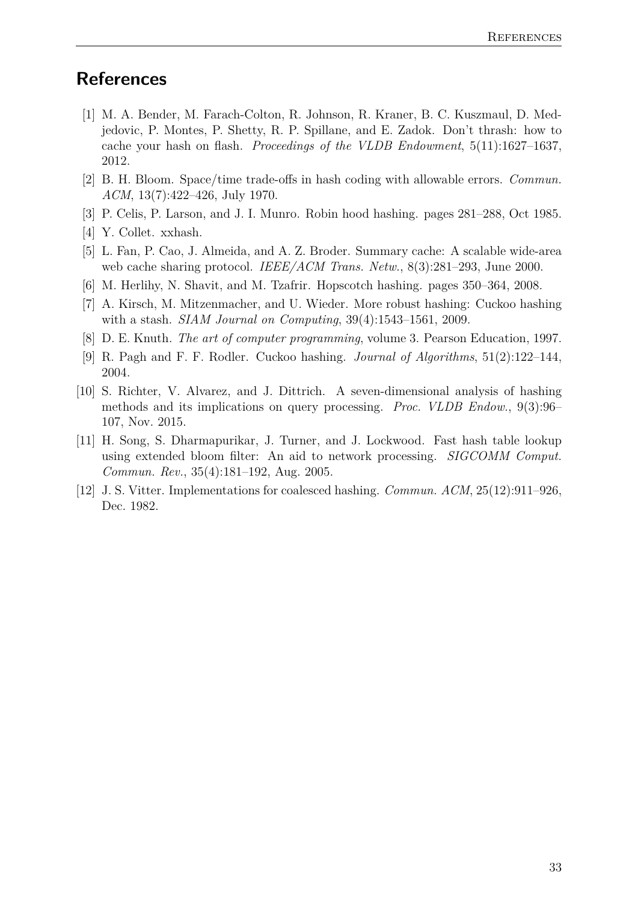## References

[1] M. A. Bender, M. Farach-Colton, R. Johnson, R. Kraner, B. C. Kuszmaul, D. Medjedovic, P. Montes, P. Shetty, R. P. Spillane, and E. Zadok. Don't thrash: how to cache your hash on flash. *Proceedings of the VLDB Endowment*, 5(11):1627–1637, 2012.

[2] B. H. Bloom. Space/time trade-offs in hash coding with allowable errors. *Commun. ACM*, 13(7):422–426, July 1970.

[3] P. Celis, P. Larson, and J. I. Munro. Robin hood hashing. pages 281–288, Oct 1985.

[4] Y. Collet. xxhash.

[5] L. Fan, P. Cao, J. Almeida, and A. Z. Broder. Summary cache: A scalable wide-area web cache sharing protocol. *IEEE/ACM Trans. Netw.*, 8(3):281–293, June 2000.

[6] M. Herlihy, N. Shavit, and M. Tzafrir. Hopscotch hashing. pages 350–364, 2008.

[7] A. Kirsch, M. Mitzenmacher, and U. Wieder. More robust hashing: Cuckoo hashing with a stash. *SIAM Journal on Computing*, 39(4):1543–1561, 2009.

[8] D. E. Knuth. *The art of computer programming*, volume 3. Pearson Education, 1997.

[9] R. Pagh and F. F. Rodler. Cuckoo hashing. *Journal of Algorithms*, 51(2):122–144, 2004.

[10] S. Richter, V. Alvarez, and J. Dittrich. A seven-dimensional analysis of hashing methods and its implications on query processing. *Proc. VLDB Endow.*, 9(3):96–107, Nov. 2015.

[11] H. Song, S. Dharmapurikar, J. Turner, and J. Lockwood. Fast hash table lookup using extended bloom filter: An aid to network processing. *SIGCOMM Comput. Commun. Rev.*, 35(4):181–192, Aug. 2005.

[12] J. S. Vitter. Implementations for coalesced hashing. *Commun. ACM*, 25(12):911–926, Dec. 1982.